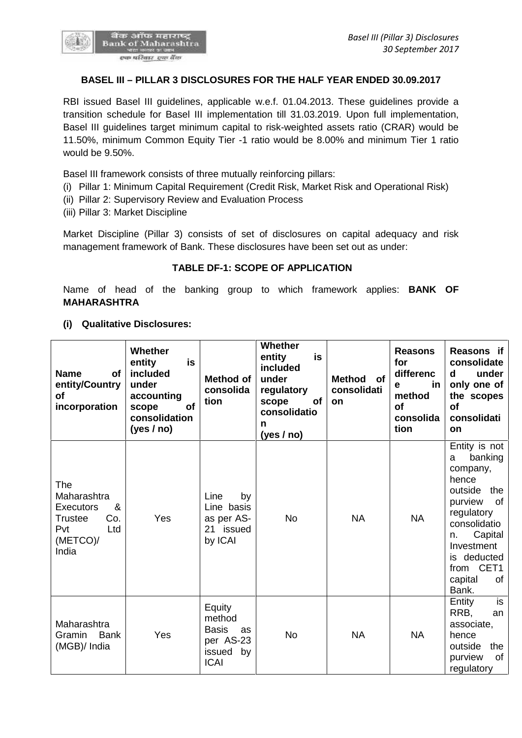## BASEL III – PILLAR 3 DISCLOSURES FOR THE HALF YEAR ENDED 30.09.2017

RBI issued Basel III guidelines, applicable w.e.f. 01.04.2013. These guidelines provide a transition schedule for Basel III implementation till 31.03.2019. Upon full implementation, Basel III guidelines target minimum capital to risk-weighted assets ratio (CRAR) would be 11.50%, minimum Common Equity Tier -1 ratio would be 8.00% and minimum Tier 1 ratio would be 9.50%.

Basel III framework consists of three mutually reinforcing pillars:

(i) Pillar 1: Minimum Capital Requirement (Credit Risk, Market Risk and Operational Risk)
(ii) Pillar 2: Supervisory Review and Evaluation Process
(iii) Pillar 3: Market Discipline

Market Discipline (Pillar 3) consists of set of disclosures on capital adequacy and risk management framework of Bank. These disclosures have been set out as under:

### TABLE DF-1: SCOPE OF APPLICATION

Name of head of the banking group to which framework applies: **BANK OF MAHARASHTRA**

**(i) Qualitative Disclosures:**

| Name of entity/Country of incorporation | Whether entity is included under accounting scope of consolidation (yes / no) | Method of consolidation | Whether entity is included under regulatory scope of consolidation (yes / no) | Method of consolidation | Reasons for difference in method of consolidation | Reasons if consolidated under only one of the scopes of consolidation |
|---|---|---|---|---|---|---|
| The Maharashtra Executors & Trustee Co. Pvt Ltd (METCO)/ India | Yes | Line by Line basis as per AS-21 issued by ICAI | No | NA | NA | Entity is not a banking company, hence outside the purview of regulatory consolidation. Capital Investment is deducted from CET1 capital of Bank. |
| Maharashtra Gramin Bank (MGB)/ India | Yes | Equity method Basis as per AS-23 issued by ICAI | No | NA | NA | Entity is RRB, an associate, hence outside the purview of regulatory |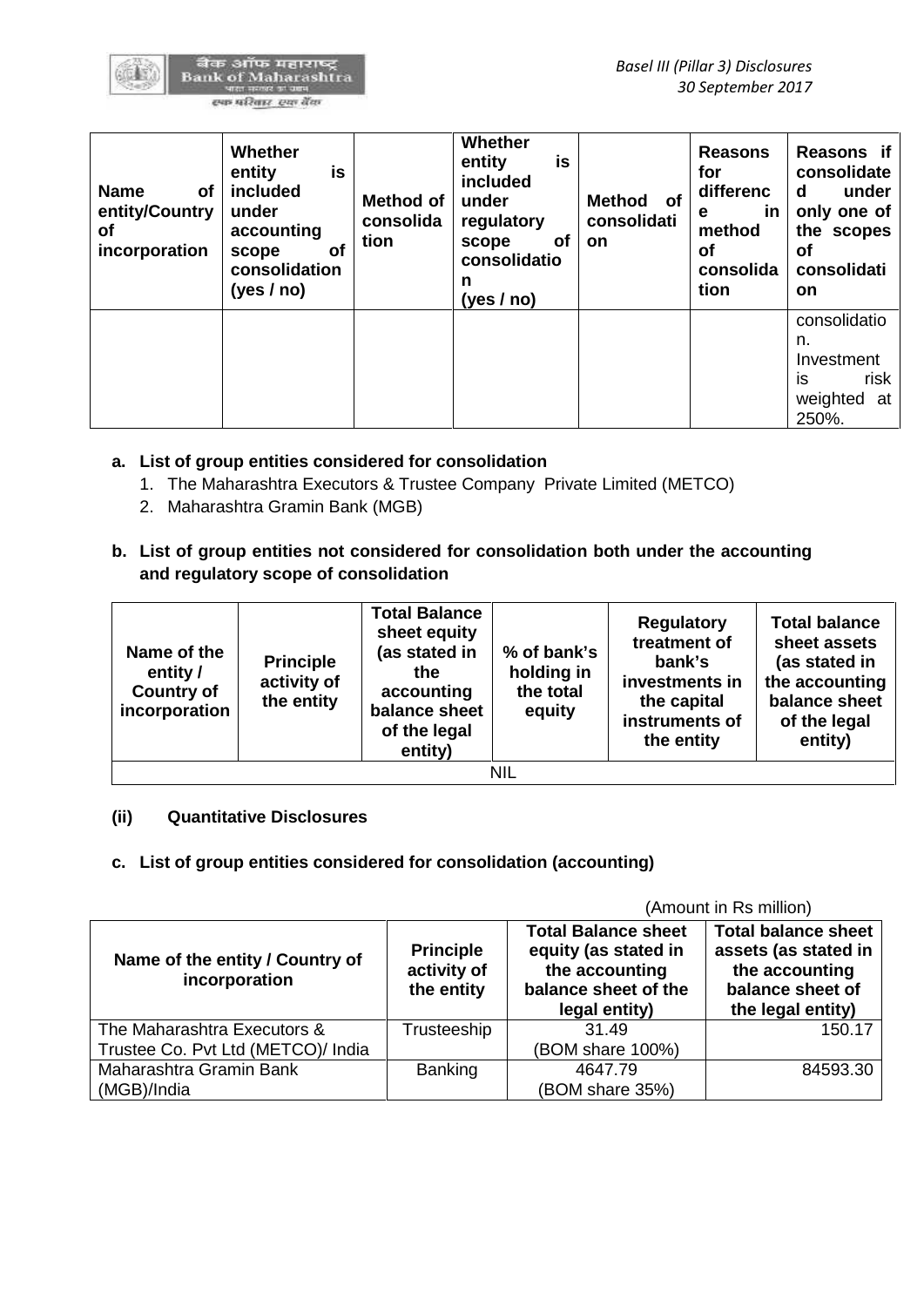| Name of entity/Country of incorporation | Whether entity is included under accounting scope of consolidation (yes / no) | Method of consolidation | Whether entity is included under regulatory scope of consolidation (yes / no) | Method of consolidation | Reasons for difference in method of consolidation | Reasons if consolidated under only one of the scopes of consolidation |
|---|---|---|---|---|---|---|
| | | | | | | consolidation. Investment is risk weighted at 250%. |

**a. List of group entities considered for consolidation**

1. The Maharashtra Executors & Trustee Company Private Limited (METCO)
2. Maharashtra Gramin Bank (MGB)

**b. List of group entities not considered for consolidation both under the accounting and regulatory scope of consolidation**

| Name of the entity / Country of incorporation | Principle activity of the entity | Total Balance sheet equity (as stated in the accounting balance sheet of the legal entity) | % of bank's holding in the total equity | Regulatory treatment of bank's investments in the capital instruments of the entity | Total balance sheet assets (as stated in the accounting balance sheet of the legal entity) |
|---|---|---|---|---|---|
| NIL | | | | | |

**(ii) Quantitative Disclosures**

**c. List of group entities considered for consolidation (accounting)**

(Amount in Rs million)

| Name of the entity / Country of incorporation | Principle activity of the entity | Total Balance sheet equity (as stated in the accounting balance sheet of the legal entity) | Total balance sheet assets (as stated in the accounting balance sheet of the legal entity) |
|---|---|---|---|
| The Maharashtra Executors & Trustee Co. Pvt Ltd (METCO)/ India | Trusteeship | 31.49 (BOM share 100%) | 150.17 |
| Maharashtra Gramin Bank (MGB)/India | Banking | 4647.79 (BOM share 35%) | 84593.30 |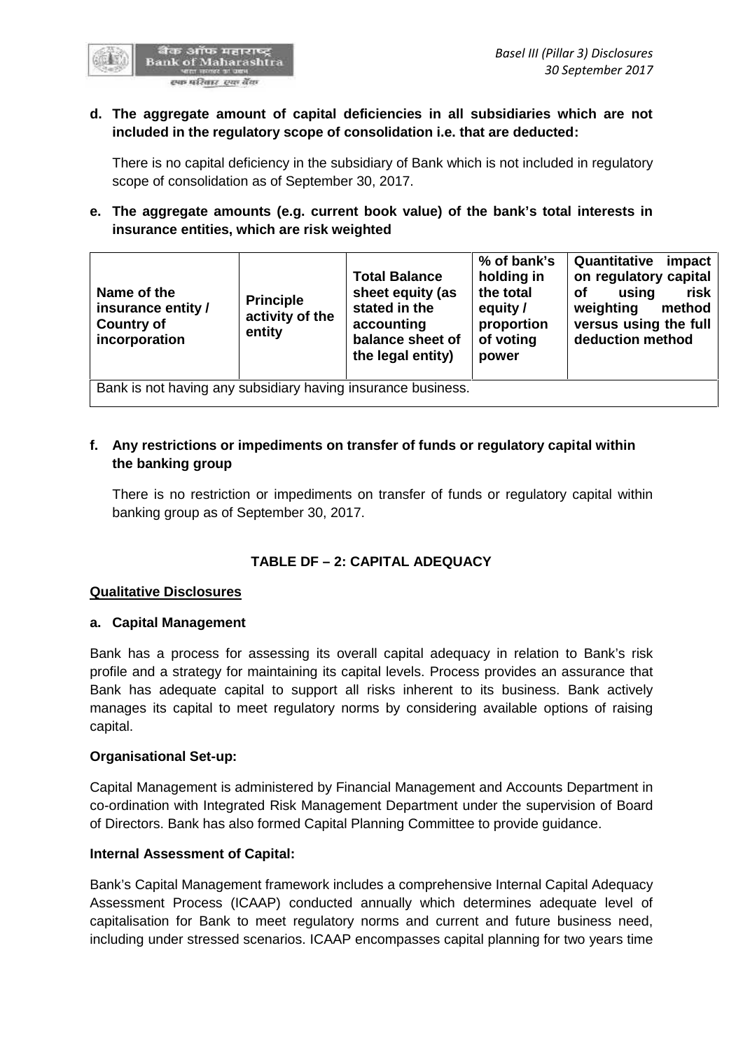**d. The aggregate amount of capital deficiencies in all subsidiaries which are not included in the regulatory scope of consolidation i.e. that are deducted:**

There is no capital deficiency in the subsidiary of Bank which is not included in regulatory scope of consolidation as of September 30, 2017.

**e. The aggregate amounts (e.g. current book value) of the bank's total interests in insurance entities, which are risk weighted**

| Name of the insurance entity / Country of incorporation | Principle activity of the entity | Total Balance sheet equity (as stated in the accounting balance sheet of the legal entity) | % of bank's holding in the total equity / proportion of voting power | Quantitative impact on regulatory capital of using risk weighting method versus using the full deduction method |
|---|---|---|---|---|
| Bank is not having any subsidiary having insurance business. | | | | |

**f. Any restrictions or impediments on transfer of funds or regulatory capital within the banking group**

There is no restriction or impediments on transfer of funds or regulatory capital within banking group as of September 30, 2017.

## TABLE DF – 2: CAPITAL ADEQUACY

**Qualitative Disclosures**

**a. Capital Management**

Bank has a process for assessing its overall capital adequacy in relation to Bank's risk profile and a strategy for maintaining its capital levels. Process provides an assurance that Bank has adequate capital to support all risks inherent to its business. Bank actively manages its capital to meet regulatory norms by considering available options of raising capital.

**Organisational Set-up:**

Capital Management is administered by Financial Management and Accounts Department in co-ordination with Integrated Risk Management Department under the supervision of Board of Directors. Bank has also formed Capital Planning Committee to provide guidance.

**Internal Assessment of Capital:**

Bank's Capital Management framework includes a comprehensive Internal Capital Adequacy Assessment Process (ICAAP) conducted annually which determines adequate level of capitalisation for Bank to meet regulatory norms and current and future business need, including under stressed scenarios. ICAAP encompasses capital planning for two years time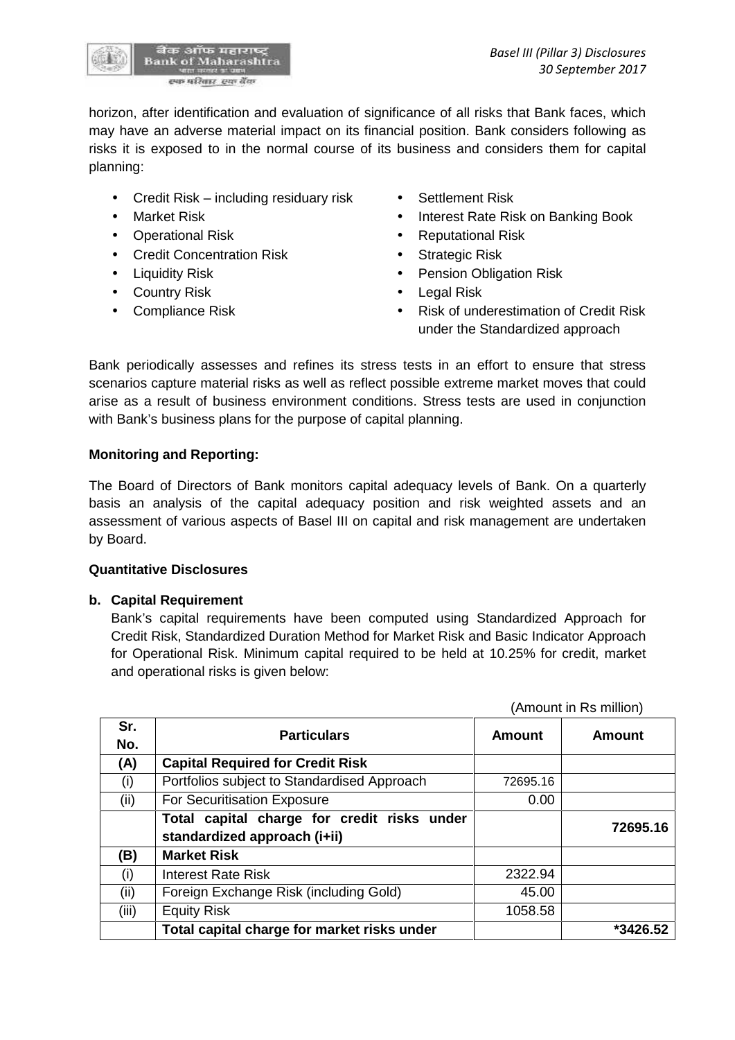horizon, after identification and evaluation of significance of all risks that Bank faces, which may have an adverse material impact on its financial position. Bank considers following as risks it is exposed to in the normal course of its business and considers them for capital planning:

- Credit Risk – including residuary risk
- Market Risk
- Operational Risk
- Credit Concentration Risk
- Liquidity Risk
- Country Risk
- Compliance Risk
- Settlement Risk
- Interest Rate Risk on Banking Book
- Reputational Risk
- Strategic Risk
- Pension Obligation Risk
- Legal Risk
- Risk of underestimation of Credit Risk under the Standardized approach

Bank periodically assesses and refines its stress tests in an effort to ensure that stress scenarios capture material risks as well as reflect possible extreme market moves that could arise as a result of business environment conditions. Stress tests are used in conjunction with Bank's business plans for the purpose of capital planning.

**Monitoring and Reporting:**

The Board of Directors of Bank monitors capital adequacy levels of Bank. On a quarterly basis an analysis of the capital adequacy position and risk weighted assets and an assessment of various aspects of Basel III on capital and risk management are undertaken by Board.

**Quantitative Disclosures**

**b. Capital Requirement**

Bank's capital requirements have been computed using Standardized Approach for Credit Risk, Standardized Duration Method for Market Risk and Basic Indicator Approach for Operational Risk. Minimum capital required to be held at 10.25% for credit, market and operational risks is given below:

(Amount in Rs million)

| Sr. No. | Particulars | Amount | Amount |
|---|---|---|---|
| **(A)** | **Capital Required for Credit Risk** | | |
| (i) | Portfolios subject to Standardised Approach | 72695.16 | |
| (ii) | For Securitisation Exposure | 0.00 | |
| | **Total capital charge for credit risks under standardized approach (i+ii)** | | **72695.16** |
| **(B)** | **Market Risk** | | |
| (i) | Interest Rate Risk | 2322.94 | |
| (ii) | Foreign Exchange Risk (including Gold) | 45.00 | |
| (iii) | Equity Risk | 1058.58 | |
| | **Total capital charge for market risks under** | | **\*3426.52** |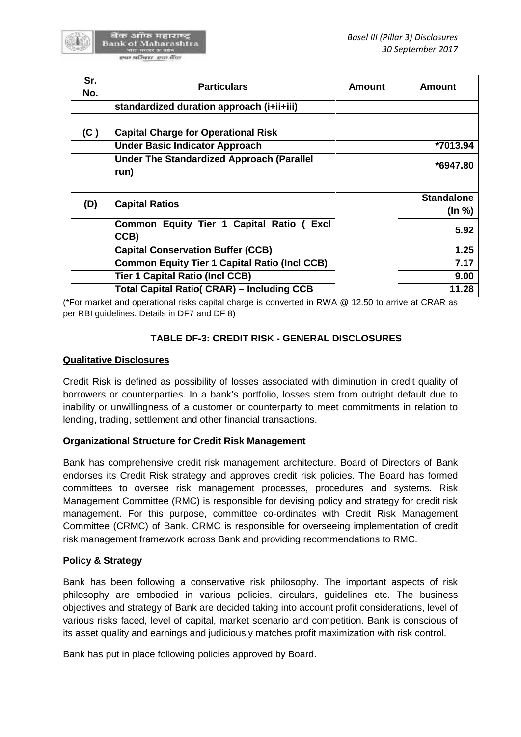| Sr. No. | Particulars | Amount | Amount |
|---|---|---|---|
| | **standardized duration approach (i+ii+iii)** | | |
| | | | |
| **(C )** | **Capital Charge for Operational Risk** | | |
| | **Under Basic Indicator Approach** | | **\*7013.94** |
| | **Under The Standardized Approach (Parallel run)** | | **\*6947.80** |
| | | | |
| **(D)** | **Capital Ratios** | | **Standalone (In %)** |
| | **Common Equity Tier 1 Capital Ratio ( Excl CCB)** | | **5.92** |
| | **Capital Conservation Buffer (CCB)** | | **1.25** |
| | **Common Equity Tier 1 Capital Ratio (Incl CCB)** | | **7.17** |
| | **Tier 1 Capital Ratio (Incl CCB)** | | **9.00** |
| | **Total Capital Ratio( CRAR) – Including CCB** | | **11.28** |

(*For market and operational risks capital charge is converted in RWA @ 12.50 to arrive at CRAR as per RBI guidelines. Details in DF7 and DF 8)

## TABLE DF-3: CREDIT RISK - GENERAL DISCLOSURES

### Qualitative Disclosures

Credit Risk is defined as possibility of losses associated with diminution in credit quality of borrowers or counterparties. In a bank's portfolio, losses stem from outright default due to inability or unwillingness of a customer or counterparty to meet commitments in relation to lending, trading, settlement and other financial transactions.

**Organizational Structure for Credit Risk Management**

Bank has comprehensive credit risk management architecture. Board of Directors of Bank endorses its Credit Risk strategy and approves credit risk policies. The Board has formed committees to oversee risk management processes, procedures and systems. Risk Management Committee (RMC) is responsible for devising policy and strategy for credit risk management. For this purpose, committee co-ordinates with Credit Risk Management Committee (CRMC) of Bank. CRMC is responsible for overseeing implementation of credit risk management framework across Bank and providing recommendations to RMC.

**Policy & Strategy**

Bank has been following a conservative risk philosophy. The important aspects of risk philosophy are embodied in various policies, circulars, guidelines etc. The business objectives and strategy of Bank are decided taking into account profit considerations, level of various risks faced, level of capital, market scenario and competition. Bank is conscious of its asset quality and earnings and judiciously matches profit maximization with risk control.

Bank has put in place following policies approved by Board.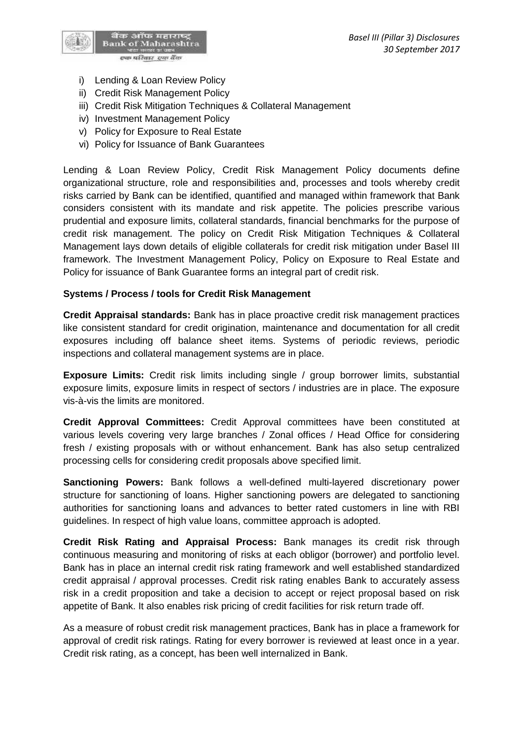i) Lending & Loan Review Policy
ii) Credit Risk Management Policy
iii) Credit Risk Mitigation Techniques & Collateral Management
iv) Investment Management Policy
v) Policy for Exposure to Real Estate
vi) Policy for Issuance of Bank Guarantees

Lending & Loan Review Policy, Credit Risk Management Policy documents define organizational structure, role and responsibilities and, processes and tools whereby credit risks carried by Bank can be identified, quantified and managed within framework that Bank considers consistent with its mandate and risk appetite. The policies prescribe various prudential and exposure limits, collateral standards, financial benchmarks for the purpose of credit risk management. The policy on Credit Risk Mitigation Techniques & Collateral Management lays down details of eligible collaterals for credit risk mitigation under Basel III framework. The Investment Management Policy, Policy on Exposure to Real Estate and Policy for issuance of Bank Guarantee forms an integral part of credit risk.

**Systems / Process / tools for Credit Risk Management**

**Credit Appraisal standards:** Bank has in place proactive credit risk management practices like consistent standard for credit origination, maintenance and documentation for all credit exposures including off balance sheet items. Systems of periodic reviews, periodic inspections and collateral management systems are in place.

**Exposure Limits:** Credit risk limits including single / group borrower limits, substantial exposure limits, exposure limits in respect of sectors / industries are in place. The exposure vis-à-vis the limits are monitored.

**Credit Approval Committees:** Credit Approval committees have been constituted at various levels covering very large branches / Zonal offices / Head Office for considering fresh / existing proposals with or without enhancement. Bank has also setup centralized processing cells for considering credit proposals above specified limit.

**Sanctioning Powers:** Bank follows a well-defined multi-layered discretionary power structure for sanctioning of loans. Higher sanctioning powers are delegated to sanctioning authorities for sanctioning loans and advances to better rated customers in line with RBI guidelines. In respect of high value loans, committee approach is adopted.

**Credit Risk Rating and Appraisal Process:** Bank manages its credit risk through continuous measuring and monitoring of risks at each obligor (borrower) and portfolio level. Bank has in place an internal credit risk rating framework and well established standardized credit appraisal / approval processes. Credit risk rating enables Bank to accurately assess risk in a credit proposition and take a decision to accept or reject proposal based on risk appetite of Bank. It also enables risk pricing of credit facilities for risk return trade off.

As a measure of robust credit risk management practices, Bank has in place a framework for approval of credit risk ratings. Rating for every borrower is reviewed at least once in a year. Credit risk rating, as a concept, has been well internalized in Bank.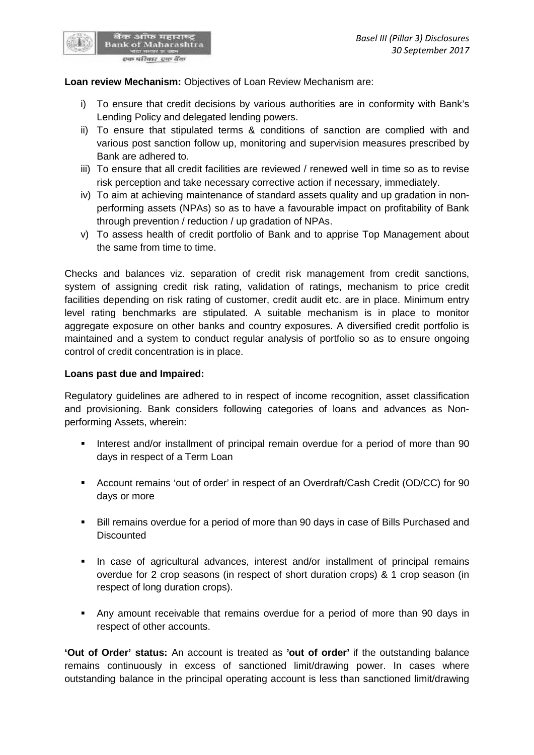**Loan review Mechanism:** Objectives of Loan Review Mechanism are:

i) To ensure that credit decisions by various authorities are in conformity with Bank's Lending Policy and delegated lending powers.
ii) To ensure that stipulated terms & conditions of sanction are complied with and various post sanction follow up, monitoring and supervision measures prescribed by Bank are adhered to.
iii) To ensure that all credit facilities are reviewed / renewed well in time so as to revise risk perception and take necessary corrective action if necessary, immediately.
iv) To aim at achieving maintenance of standard assets quality and up gradation in non-performing assets (NPAs) so as to have a favourable impact on profitability of Bank through prevention / reduction / up gradation of NPAs.
v) To assess health of credit portfolio of Bank and to apprise Top Management about the same from time to time.

Checks and balances viz. separation of credit risk management from credit sanctions, system of assigning credit risk rating, validation of ratings, mechanism to price credit facilities depending on risk rating of customer, credit audit etc. are in place. Minimum entry level rating benchmarks are stipulated. A suitable mechanism is in place to monitor aggregate exposure on other banks and country exposures. A diversified credit portfolio is maintained and a system to conduct regular analysis of portfolio so as to ensure ongoing control of credit concentration is in place.

**Loans past due and Impaired:**

Regulatory guidelines are adhered to in respect of income recognition, asset classification and provisioning. Bank considers following categories of loans and advances as Non-performing Assets, wherein:

- Interest and/or installment of principal remain overdue for a period of more than 90 days in respect of a Term Loan
- Account remains 'out of order' in respect of an Overdraft/Cash Credit (OD/CC) for 90 days or more
- Bill remains overdue for a period of more than 90 days in case of Bills Purchased and Discounted
- In case of agricultural advances, interest and/or installment of principal remains overdue for 2 crop seasons (in respect of short duration crops) & 1 crop season (in respect of long duration crops).
- Any amount receivable that remains overdue for a period of more than 90 days in respect of other accounts.

**'Out of Order' status:** An account is treated as **'out of order'** if the outstanding balance remains continuously in excess of sanctioned limit/drawing power. In cases where outstanding balance in the principal operating account is less than sanctioned limit/drawing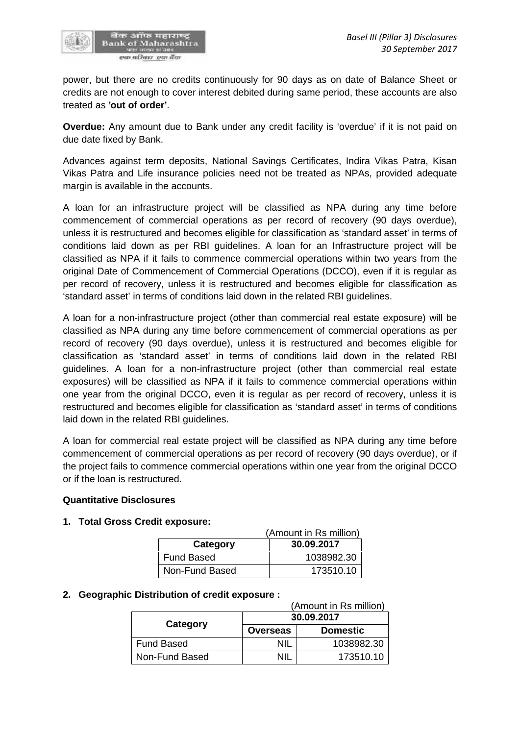power, but there are no credits continuously for 90 days as on date of Balance Sheet or credits are not enough to cover interest debited during same period, these accounts are also treated as **'out of order'**.

**Overdue:** Any amount due to Bank under any credit facility is 'overdue' if it is not paid on due date fixed by Bank.

Advances against term deposits, National Savings Certificates, Indira Vikas Patra, Kisan Vikas Patra and Life insurance policies need not be treated as NPAs, provided adequate margin is available in the accounts.

A loan for an infrastructure project will be classified as NPA during any time before commencement of commercial operations as per record of recovery (90 days overdue), unless it is restructured and becomes eligible for classification as 'standard asset' in terms of conditions laid down as per RBI guidelines. A loan for an Infrastructure project will be classified as NPA if it fails to commence commercial operations within two years from the original Date of Commencement of Commercial Operations (DCCO), even if it is regular as per record of recovery, unless it is restructured and becomes eligible for classification as 'standard asset' in terms of conditions laid down in the related RBI guidelines.

A loan for a non-infrastructure project (other than commercial real estate exposure) will be classified as NPA during any time before commencement of commercial operations as per record of recovery (90 days overdue), unless it is restructured and becomes eligible for classification as 'standard asset' in terms of conditions laid down in the related RBI guidelines. A loan for a non-infrastructure project (other than commercial real estate exposures) will be classified as NPA if it fails to commence commercial operations within one year from the original DCCO, even it is regular as per record of recovery, unless it is restructured and becomes eligible for classification as 'standard asset' in terms of conditions laid down in the related RBI guidelines.

A loan for commercial real estate project will be classified as NPA during any time before commencement of commercial operations as per record of recovery (90 days overdue), or if the project fails to commence commercial operations within one year from the original DCCO or if the loan is restructured.

**Quantitative Disclosures**

1. **Total Gross Credit exposure:**

(Amount in Rs million)

| Category | 30.09.2017 |
|---|---|
| Fund Based | 1038982.30 |
| Non-Fund Based | 173510.10 |

2. **Geographic Distribution of credit exposure :**

(Amount in Rs million)

| Category | 30.09.2017 | |
|---|---|---|
| | Overseas | Domestic |
| Fund Based | NIL | 1038982.30 |
| Non-Fund Based | NIL | 173510.10 |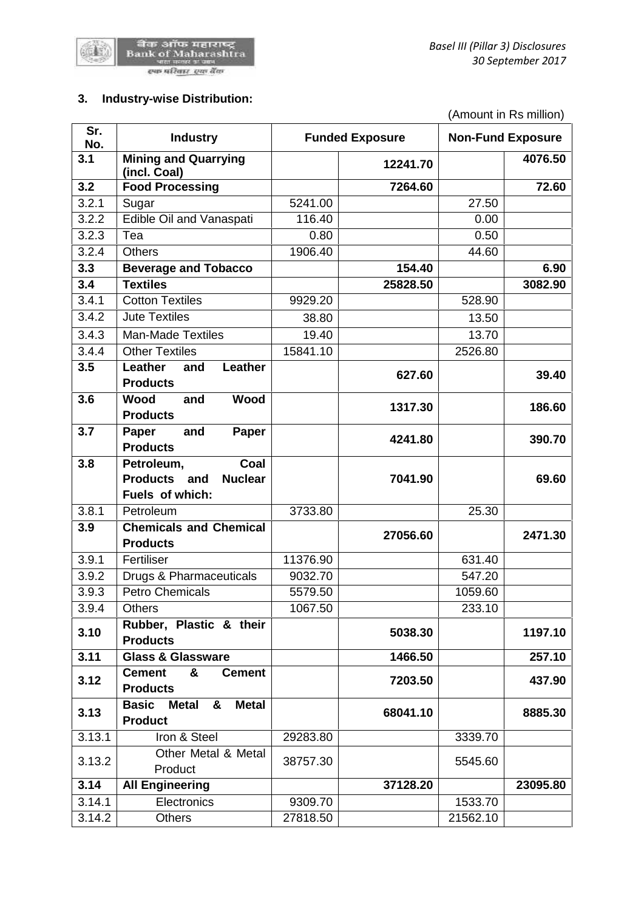### 3. Industry-wise Distribution:

(Amount in Rs million)

| Sr. No. | Industry | Funded Exposure | | Non-Fund Exposure | |
|---|---|---|---|---|---|
| **3.1** | **Mining and Quarrying (incl. Coal)** | | **12241.70** | | **4076.50** |
| **3.2** | **Food Processing** | | **7264.60** | | **72.60** |
| 3.2.1 | Sugar | 5241.00 | | 27.50 | |
| 3.2.2 | Edible Oil and Vanaspati | 116.40 | | 0.00 | |
| 3.2.3 | Tea | 0.80 | | 0.50 | |
| 3.2.4 | Others | 1906.40 | | 44.60 | |
| **3.3** | **Beverage and Tobacco** | | **154.40** | | **6.90** |
| **3.4** | **Textiles** | | **25828.50** | | **3082.90** |
| 3.4.1 | Cotton Textiles | 9929.20 | | 528.90 | |
| 3.4.2 | Jute Textiles | 38.80 | | 13.50 | |
| 3.4.3 | Man-Made Textiles | 19.40 | | 13.70 | |
| 3.4.4 | Other Textiles | 15841.10 | | 2526.80 | |
| **3.5** | **Leather and Leather Products** | | **627.60** | | **39.40** |
| **3.6** | **Wood and Wood Products** | | **1317.30** | | **186.60** |
| **3.7** | **Paper and Paper Products** | | **4241.80** | | **390.70** |
| **3.8** | **Petroleum, Coal Products and Nuclear Fuels of which:** | | **7041.90** | | **69.60** |
| 3.8.1 | Petroleum | 3733.80 | | 25.30 | |
| **3.9** | **Chemicals and Chemical Products** | | **27056.60** | | **2471.30** |
| 3.9.1 | Fertiliser | 11376.90 | | 631.40 | |
| 3.9.2 | Drugs & Pharmaceuticals | 9032.70 | | 547.20 | |
| 3.9.3 | Petro Chemicals | 5579.50 | | 1059.60 | |
| 3.9.4 | Others | 1067.50 | | 233.10 | |
| **3.10** | **Rubber, Plastic & their Products** | | **5038.30** | | **1197.10** |
| **3.11** | **Glass & Glassware** | | **1466.50** | | **257.10** |
| **3.12** | **Cement & Cement Products** | | **7203.50** | | **437.90** |
| **3.13** | **Basic Metal & Metal Product** | | **68041.10** | | **8885.30** |
| 3.13.1 | Iron & Steel | 29283.80 | | 3339.70 | |
| 3.13.2 | Other Metal & Metal Product | 38757.30 | | 5545.60 | |
| **3.14** | **All Engineering** | | **37128.20** | | **23095.80** |
| 3.14.1 | Electronics | 9309.70 | | 1533.70 | |
| 3.14.2 | Others | 27818.50 | | 21562.10 | |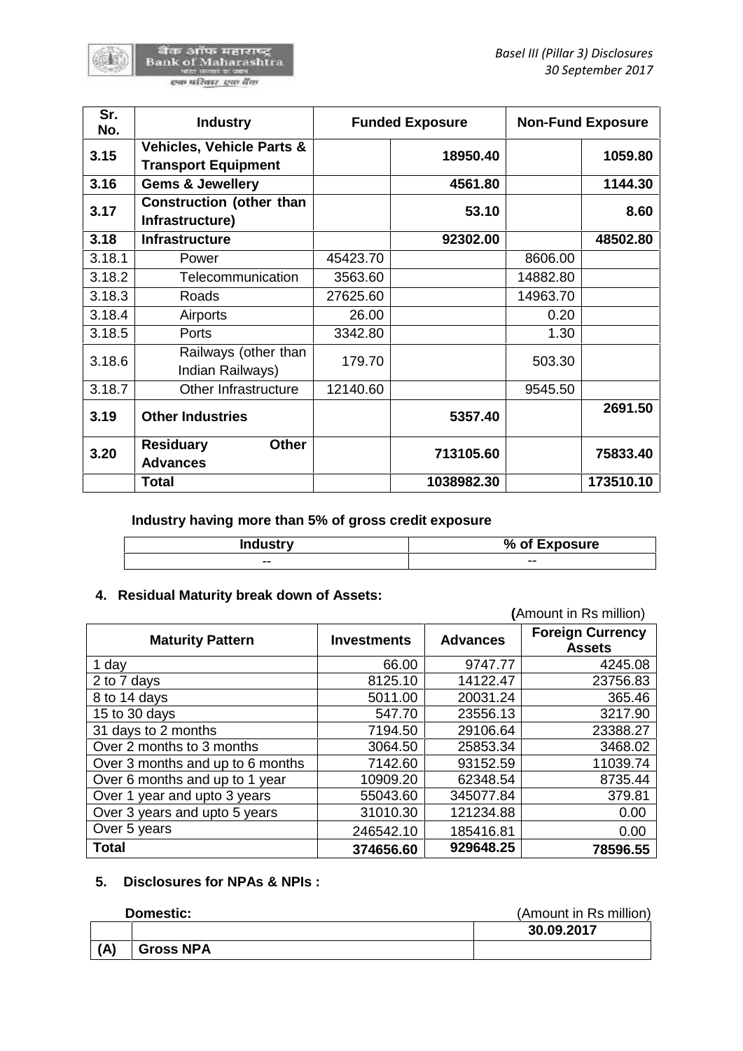| Sr. No. | Industry | Funded Exposure | | Non-Fund Exposure | |
|---|---|---|---|---|---|
| **3.15** | **Vehicles, Vehicle Parts & Transport Equipment** | | **18950.40** | | **1059.80** |
| **3.16** | **Gems & Jewellery** | | **4561.80** | | **1144.30** |
| **3.17** | **Construction (other than Infrastructure)** | | **53.10** | | **8.60** |
| **3.18** | **Infrastructure** | | **92302.00** | | **48502.80** |
| 3.18.1 | Power | 45423.70 | | 8606.00 | |
| 3.18.2 | Telecommunication | 3563.60 | | 14882.80 | |
| 3.18.3 | Roads | 27625.60 | | 14963.70 | |
| 3.18.4 | Airports | 26.00 | | 0.20 | |
| 3.18.5 | Ports | 3342.80 | | 1.30 | |
| 3.18.6 | Railways (other than Indian Railways) | 179.70 | | 503.30 | |
| 3.18.7 | Other Infrastructure | 12140.60 | | 9545.50 | |
| **3.19** | **Other Industries** | | **5357.40** | | **2691.50** |
| **3.20** | **Residuary Other Advances** | | **713105.60** | | **75833.40** |
| | **Total** | | **1038982.30** | | **173510.10** |

**Industry having more than 5% of gross credit exposure**

| Industry | % of Exposure |
|---|---|
| -- | -- |

### 4. Residual Maturity break down of Assets:

**(**Amount in Rs million)

| Maturity Pattern | Investments | Advances | Foreign Currency Assets |
|---|---|---|---|
| 1 day | 66.00 | 9747.77 | 4245.08 |
| 2 to 7 days | 8125.10 | 14122.47 | 23756.83 |
| 8 to 14 days | 5011.00 | 20031.24 | 365.46 |
| 15 to 30 days | 547.70 | 23556.13 | 3217.90 |
| 31 days to 2 months | 7194.50 | 29106.64 | 23388.27 |
| Over 2 months to 3 months | 3064.50 | 25853.34 | 3468.02 |
| Over 3 months and up to 6 months | 7142.60 | 93152.59 | 11039.74 |
| Over 6 months and up to 1 year | 10909.20 | 62348.54 | 8735.44 |
| Over 1 year and upto 3 years | 55043.60 | 345077.84 | 379.81 |
| Over 3 years and upto 5 years | 31010.30 | 121234.88 | 0.00 |
| Over 5 years | 246542.10 | 185416.81 | 0.00 |
| **Total** | **374656.60** | **929648.25** | **78596.55** |

### 5. Disclosures for NPAs & NPIs :

**Domestic:** (Amount in Rs million)

| | | 30.09.2017 |
|---|---|---|
| **(A)** | **Gross NPA** | |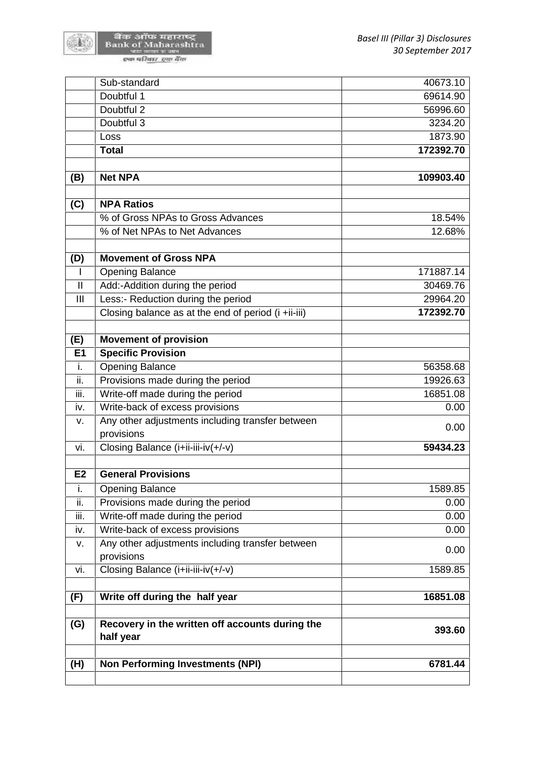|  |  |  |
|---|---|---|
|  | Sub-standard | 40673.10 |
|  | Doubtful 1 | 69614.90 |
|  | Doubtful 2 | 56996.60 |
|  | Doubtful 3 | 3234.20 |
|  | Loss | 1873.90 |
|  | **Total** | **172392.70** |
|  |  |  |
| **(B)** | **Net NPA** | **109903.40** |
|  |  |  |
| **(C)** | **NPA Ratios** |  |
|  | % of Gross NPAs to Gross Advances | 18.54% |
|  | % of Net NPAs to Net Advances | 12.68% |
|  |  |  |
| **(D)** | **Movement of Gross NPA** |  |
| I | Opening Balance | 171887.14 |
| II | Add:-Addition during the period | 30469.76 |
| III | Less:- Reduction during the period | 29964.20 |
|  | Closing balance as at the end of period (i +ii-iii) | **172392.70** |
|  |  |  |
| **(E)** | **Movement of provision** |  |
| **E1** | **Specific Provision** |  |
| i. | Opening Balance | 56358.68 |
| ii. | Provisions made during the period | 19926.63 |
| iii. | Write-off made during the period | 16851.08 |
| iv. | Write-back of excess provisions | 0.00 |
| v. | Any other adjustments including transfer between provisions | 0.00 |
| vi. | Closing Balance (i+ii-iii-iv(+/-v) | **59434.23** |
|  |  |  |
| **E2** | **General Provisions** |  |
| i. | Opening Balance | 1589.85 |
| ii. | Provisions made during the period | 0.00 |
| iii. | Write-off made during the period | 0.00 |
| iv. | Write-back of excess provisions | 0.00 |
| v. | Any other adjustments including transfer between provisions | 0.00 |
| vi. | Closing Balance (i+ii-iii-iv(+/-v) | 1589.85 |
|  |  |  |
| **(F)** | **Write off during the half year** | **16851.08** |
|  |  |  |
| **(G)** | **Recovery in the written off accounts during the half year** | **393.60** |
|  |  |  |
| **(H)** | **Non Performing Investments (NPI)** | **6781.44** |
|  |  |  |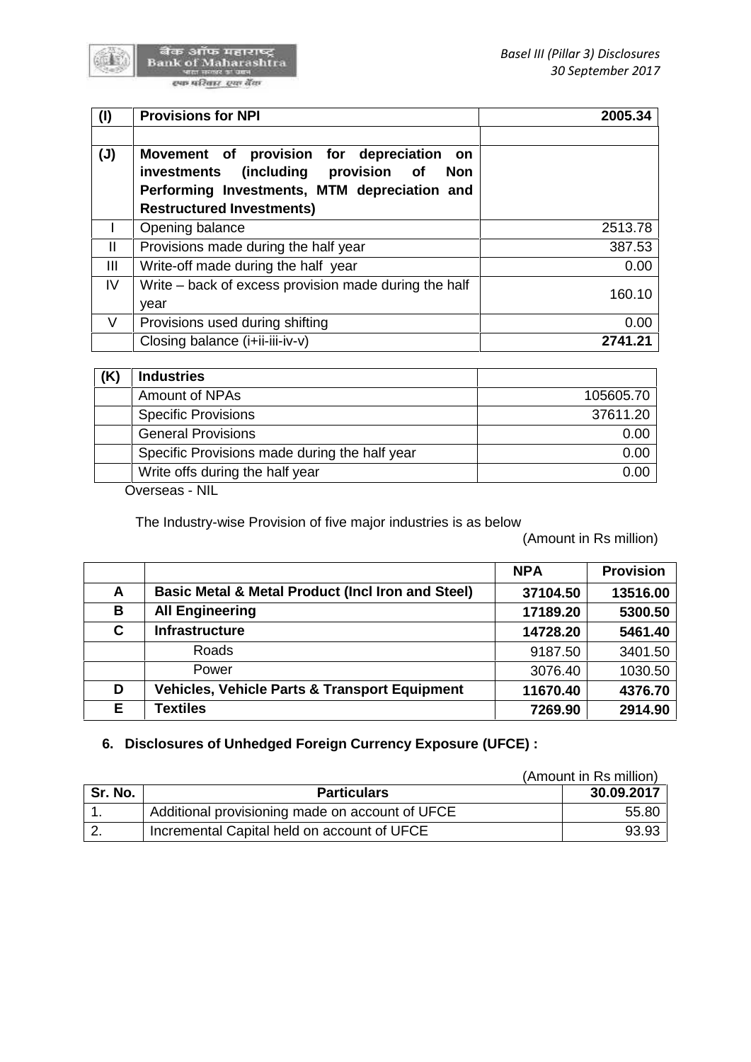| (I) | **Provisions for NPI** | **2005.34** |
|---|---|---|
| | | |
| **(J)** | **Movement of provision for depreciation on investments (including provision of Non Performing Investments, MTM depreciation and Restructured Investments)** | |
| I | Opening balance | 2513.78 |
| II | Provisions made during the half year | 387.53 |
| III | Write-off made during the half year | 0.00 |
| IV | Write – back of excess provision made during the half year | 160.10 |
| V | Provisions used during shifting | 0.00 |
| | Closing balance (i+ii-iii-iv-v) | **2741.21** |

| (K) | **Industries** | |
|---|---|---|
| | Amount of NPAs | 105605.70 |
| | Specific Provisions | 37611.20 |
| | General Provisions | 0.00 |
| | Specific Provisions made during the half year | 0.00 |
| | Write offs during the half year | 0.00 |

Overseas - NIL

The Industry-wise Provision of five major industries is as below

(Amount in Rs million)

| | | **NPA** | **Provision** |
|---|---|---|---|
| **A** | **Basic Metal & Metal Product (Incl Iron and Steel)** | **37104.50** | **13516.00** |
| **B** | **All Engineering** | **17189.20** | **5300.50** |
| **C** | **Infrastructure** | **14728.20** | **5461.40** |
| | Roads | 9187.50 | 3401.50 |
| | Power | 3076.40 | 1030.50 |
| **D** | **Vehicles, Vehicle Parts & Transport Equipment** | **11670.40** | **4376.70** |
| **E** | **Textiles** | **7269.90** | **2914.90** |

## 6. Disclosures of Unhedged Foreign Currency Exposure (UFCE) :

(Amount in Rs million)

| Sr. No. | Particulars | 30.09.2017 |
|---|---|---|
| 1. | Additional provisioning made on account of UFCE | 55.80 |
| 2. | Incremental Capital held on account of UFCE | 93.93 |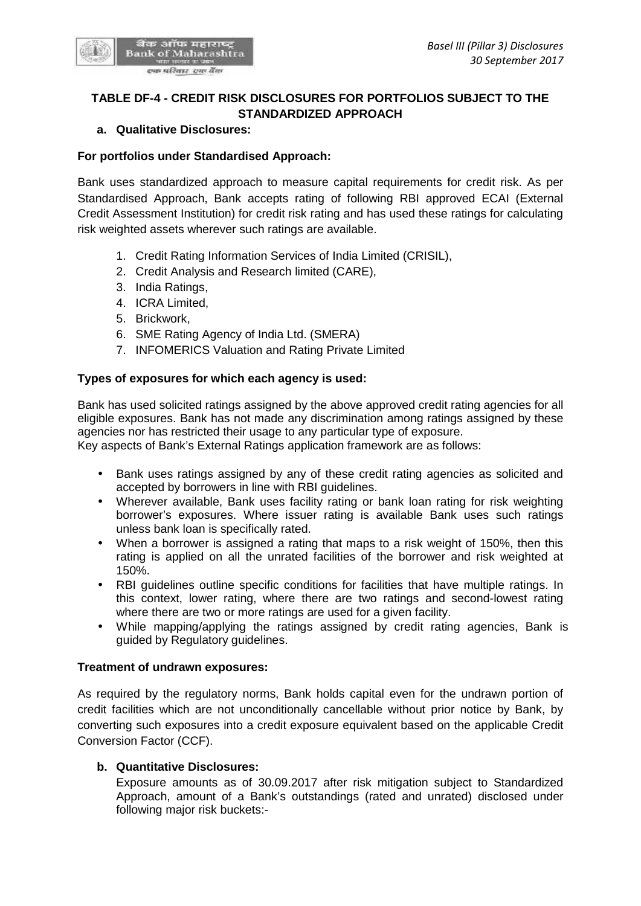## TABLE DF-4 - CREDIT RISK DISCLOSURES FOR PORTFOLIOS SUBJECT TO THE STANDARDIZED APPROACH

**a. Qualitative Disclosures:**

**For portfolios under Standardised Approach:**

Bank uses standardized approach to measure capital requirements for credit risk. As per Standardised Approach, Bank accepts rating of following RBI approved ECAI (External Credit Assessment Institution) for credit risk rating and has used these ratings for calculating risk weighted assets wherever such ratings are available.

1. Credit Rating Information Services of India Limited (CRISIL),
2. Credit Analysis and Research limited (CARE),
3. India Ratings,
4. ICRA Limited,
5. Brickwork,
6. SME Rating Agency of India Ltd. (SMERA)
7. INFOMERICS Valuation and Rating Private Limited

**Types of exposures for which each agency is used:**

Bank has used solicited ratings assigned by the above approved credit rating agencies for all eligible exposures. Bank has not made any discrimination among ratings assigned by these agencies nor has restricted their usage to any particular type of exposure.
Key aspects of Bank's External Ratings application framework are as follows:

- Bank uses ratings assigned by any of these credit rating agencies as solicited and accepted by borrowers in line with RBI guidelines.
- Wherever available, Bank uses facility rating or bank loan rating for risk weighting borrower's exposures. Where issuer rating is available Bank uses such ratings unless bank loan is specifically rated.
- When a borrower is assigned a rating that maps to a risk weight of 150%, then this rating is applied on all the unrated facilities of the borrower and risk weighted at 150%.
- RBI guidelines outline specific conditions for facilities that have multiple ratings. In this context, lower rating, where there are two ratings and second-lowest rating where there are two or more ratings are used for a given facility.
- While mapping/applying the ratings assigned by credit rating agencies, Bank is guided by Regulatory guidelines.

**Treatment of undrawn exposures:**

As required by the regulatory norms, Bank holds capital even for the undrawn portion of credit facilities which are not unconditionally cancellable without prior notice by Bank, by converting such exposures into a credit exposure equivalent based on the applicable Credit Conversion Factor (CCF).

**b. Quantitative Disclosures:**

Exposure amounts as of 30.09.2017 after risk mitigation subject to Standardized Approach, amount of a Bank's outstandings (rated and unrated) disclosed under following major risk buckets:-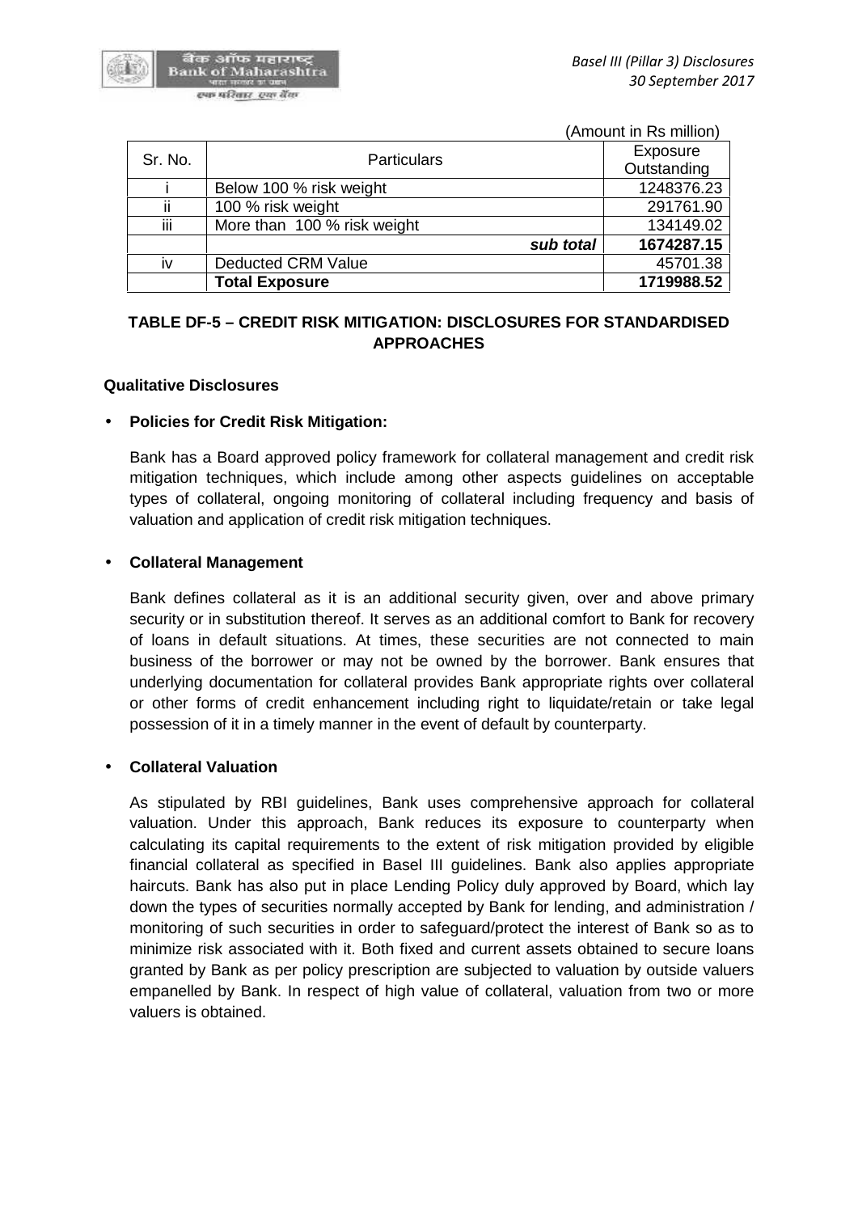(Amount in Rs million)

| Sr. No. | Particulars | Exposure Outstanding |
|---|---|---|
| i | Below 100 % risk weight | 1248376.23 |
| ii | 100 % risk weight | 291761.90 |
| iii | More than 100 % risk weight | 134149.02 |
| | ***sub total*** | **1674287.15** |
| iv | Deducted CRM Value | 45701.38 |
| | **Total Exposure** | **1719988.52** |

## TABLE DF-5 – CREDIT RISK MITIGATION: DISCLOSURES FOR STANDARDISED APPROACHES

**Qualitative Disclosures**

- **Policies for Credit Risk Mitigation:**

  Bank has a Board approved policy framework for collateral management and credit risk mitigation techniques, which include among other aspects guidelines on acceptable types of collateral, ongoing monitoring of collateral including frequency and basis of valuation and application of credit risk mitigation techniques.

- **Collateral Management**

  Bank defines collateral as it is an additional security given, over and above primary security or in substitution thereof. It serves as an additional comfort to Bank for recovery of loans in default situations. At times, these securities are not connected to main business of the borrower or may not be owned by the borrower. Bank ensures that underlying documentation for collateral provides Bank appropriate rights over collateral or other forms of credit enhancement including right to liquidate/retain or take legal possession of it in a timely manner in the event of default by counterparty.

- **Collateral Valuation**

  As stipulated by RBI guidelines, Bank uses comprehensive approach for collateral valuation. Under this approach, Bank reduces its exposure to counterparty when calculating its capital requirements to the extent of risk mitigation provided by eligible financial collateral as specified in Basel III guidelines. Bank also applies appropriate haircuts. Bank has also put in place Lending Policy duly approved by Board, which lay down the types of securities normally accepted by Bank for lending, and administration / monitoring of such securities in order to safeguard/protect the interest of Bank so as to minimize risk associated with it. Both fixed and current assets obtained to secure loans granted by Bank as per policy prescription are subjected to valuation by outside valuers empanelled by Bank. In respect of high value of collateral, valuation from two or more valuers is obtained.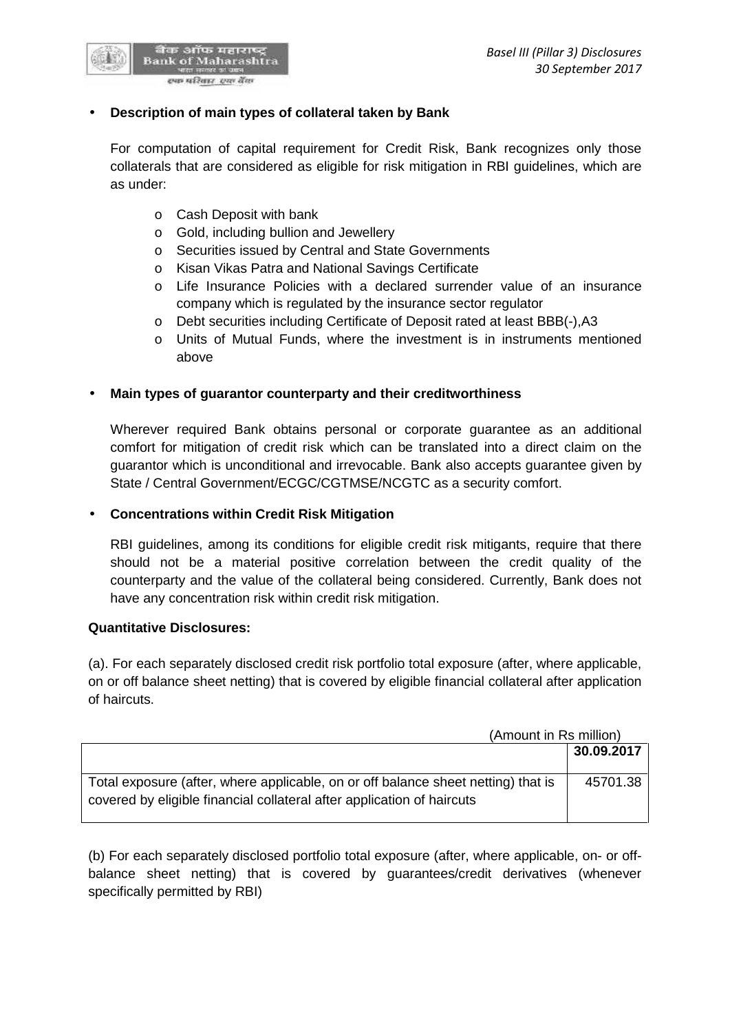- **Description of main types of collateral taken by Bank**

  For computation of capital requirement for Credit Risk, Bank recognizes only those collaterals that are considered as eligible for risk mitigation in RBI guidelines, which are as under:

  - Cash Deposit with bank
  - Gold, including bullion and Jewellery
  - Securities issued by Central and State Governments
  - Kisan Vikas Patra and National Savings Certificate
  - Life Insurance Policies with a declared surrender value of an insurance company which is regulated by the insurance sector regulator
  - Debt securities including Certificate of Deposit rated at least BBB(-),A3
  - Units of Mutual Funds, where the investment is in instruments mentioned above

- **Main types of guarantor counterparty and their creditworthiness**

  Wherever required Bank obtains personal or corporate guarantee as an additional comfort for mitigation of credit risk which can be translated into a direct claim on the guarantor which is unconditional and irrevocable. Bank also accepts guarantee given by State / Central Government/ECGC/CGTMSE/NCGTC as a security comfort.

- **Concentrations within Credit Risk Mitigation**

  RBI guidelines, among its conditions for eligible credit risk mitigants, require that there should not be a material positive correlation between the credit quality of the counterparty and the value of the collateral being considered. Currently, Bank does not have any concentration risk within credit risk mitigation.

**Quantitative Disclosures:**

(a). For each separately disclosed credit risk portfolio total exposure (after, where applicable, on or off balance sheet netting) that is covered by eligible financial collateral after application of haircuts.

(Amount in Rs million)

| | 30.09.2017 |
|---|---|
| Total exposure (after, where applicable, on or off balance sheet netting) that is covered by eligible financial collateral after application of haircuts | 45701.38 |

(b) For each separately disclosed portfolio total exposure (after, where applicable, on- or off-balance sheet netting) that is covered by guarantees/credit derivatives (whenever specifically permitted by RBI)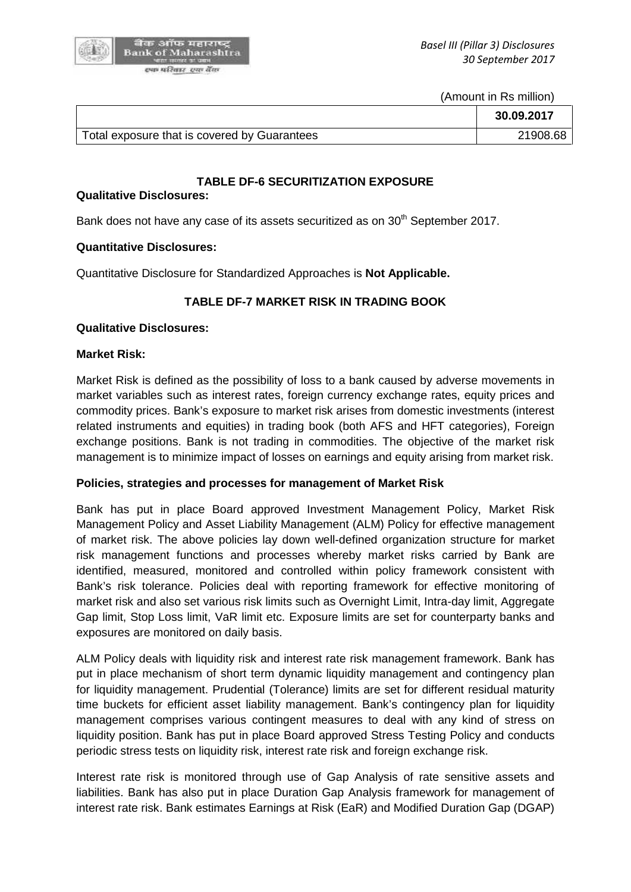(Amount in Rs million)

| | 30.09.2017 |
|---|---|
| Total exposure that is covered by Guarantees | 21908.68 |

## TABLE DF-6 SECURITIZATION EXPOSURE

**Qualitative Disclosures:**

Bank does not have any case of its assets securitized as on 30th September 2017.

**Quantitative Disclosures:**

Quantitative Disclosure for Standardized Approaches is **Not Applicable.**

## TABLE DF-7 MARKET RISK IN TRADING BOOK

**Qualitative Disclosures:**

**Market Risk:**

Market Risk is defined as the possibility of loss to a bank caused by adverse movements in market variables such as interest rates, foreign currency exchange rates, equity prices and commodity prices. Bank's exposure to market risk arises from domestic investments (interest related instruments and equities) in trading book (both AFS and HFT categories), Foreign exchange positions. Bank is not trading in commodities. The objective of the market risk management is to minimize impact of losses on earnings and equity arising from market risk.

**Policies, strategies and processes for management of Market Risk**

Bank has put in place Board approved Investment Management Policy, Market Risk Management Policy and Asset Liability Management (ALM) Policy for effective management of market risk. The above policies lay down well-defined organization structure for market risk management functions and processes whereby market risks carried by Bank are identified, measured, monitored and controlled within policy framework consistent with Bank's risk tolerance. Policies deal with reporting framework for effective monitoring of market risk and also set various risk limits such as Overnight Limit, Intra-day limit, Aggregate Gap limit, Stop Loss limit, VaR limit etc. Exposure limits are set for counterparty banks and exposures are monitored on daily basis.

ALM Policy deals with liquidity risk and interest rate risk management framework. Bank has put in place mechanism of short term dynamic liquidity management and contingency plan for liquidity management. Prudential (Tolerance) limits are set for different residual maturity time buckets for efficient asset liability management. Bank's contingency plan for liquidity management comprises various contingent measures to deal with any kind of stress on liquidity position. Bank has put in place Board approved Stress Testing Policy and conducts periodic stress tests on liquidity risk, interest rate risk and foreign exchange risk.

Interest rate risk is monitored through use of Gap Analysis of rate sensitive assets and liabilities. Bank has also put in place Duration Gap Analysis framework for management of interest rate risk. Bank estimates Earnings at Risk (EaR) and Modified Duration Gap (DGAP)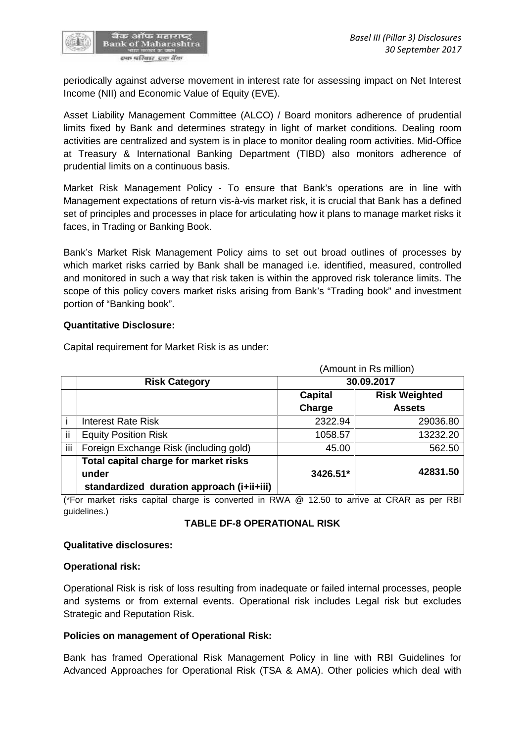periodically against adverse movement in interest rate for assessing impact on Net Interest Income (NII) and Economic Value of Equity (EVE).

Asset Liability Management Committee (ALCO) / Board monitors adherence of prudential limits fixed by Bank and determines strategy in light of market conditions. Dealing room activities are centralized and system is in place to monitor dealing room activities. Mid-Office at Treasury & International Banking Department (TIBD) also monitors adherence of prudential limits on a continuous basis.

Market Risk Management Policy - To ensure that Bank's operations are in line with Management expectations of return vis-à-vis market risk, it is crucial that Bank has a defined set of principles and processes in place for articulating how it plans to manage market risks it faces, in Trading or Banking Book.

Bank's Market Risk Management Policy aims to set out broad outlines of processes by which market risks carried by Bank shall be managed i.e. identified, measured, controlled and monitored in such a way that risk taken is within the approved risk tolerance limits. The scope of this policy covers market risks arising from Bank's "Trading book" and investment portion of "Banking book".

**Quantitative Disclosure:**

Capital requirement for Market Risk is as under:

(Amount in Rs million)

| | **Risk Category** | **30.09.2017** | |
|---|---|---|---|
| | | **Capital Charge** | **Risk Weighted Assets** |
| i | Interest Rate Risk | 2322.94 | 29036.80 |
| ii | Equity Position Risk | 1058.57 | 13232.20 |
| iii | Foreign Exchange Risk (including gold) | 45.00 | 562.50 |
| | **Total capital charge for market risks under standardized duration approach (i+ii+iii)** | **3426.51*** | **42831.50** |

(*For market risks capital charge is converted in RWA @ 12.50 to arrive at CRAR as per RBI guidelines.)

## TABLE DF-8 OPERATIONAL RISK

**Qualitative disclosures:**

**Operational risk:**

Operational Risk is risk of loss resulting from inadequate or failed internal processes, people and systems or from external events. Operational risk includes Legal risk but excludes Strategic and Reputation Risk.

**Policies on management of Operational Risk:**

Bank has framed Operational Risk Management Policy in line with RBI Guidelines for Advanced Approaches for Operational Risk (TSA & AMA). Other policies which deal with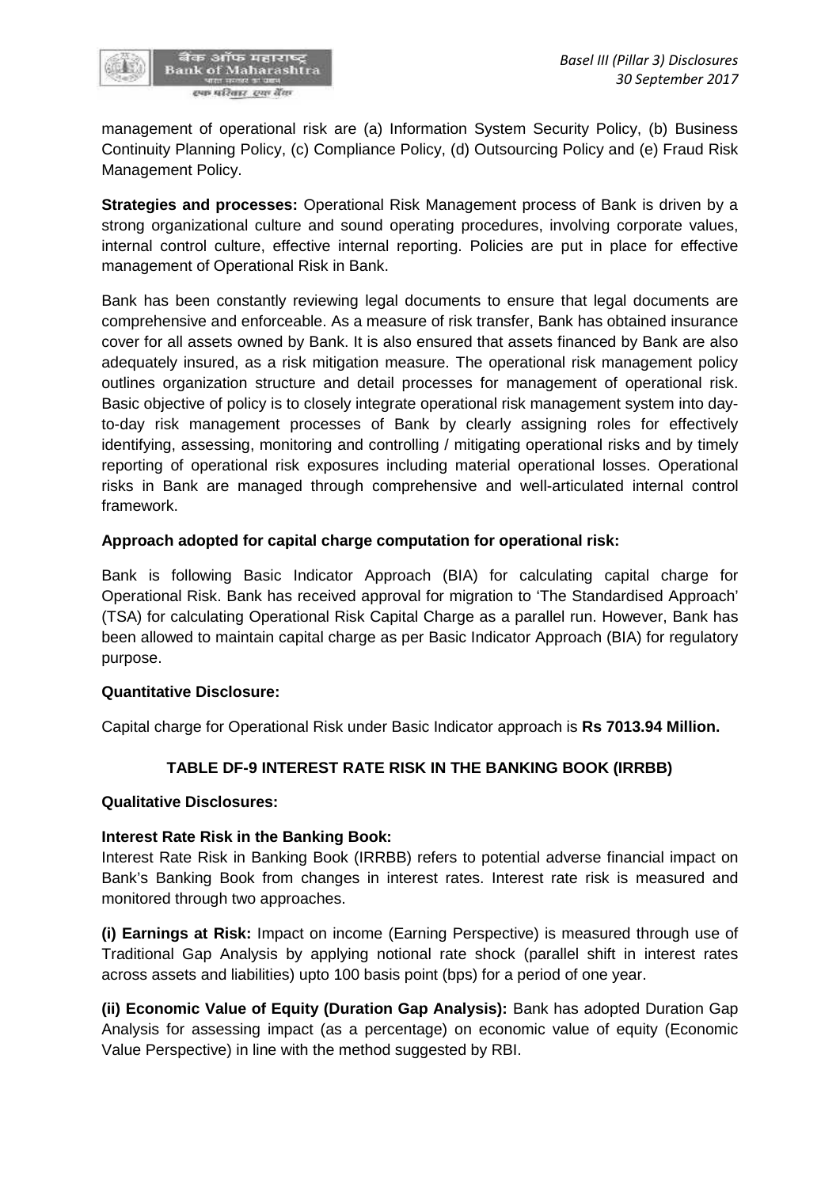management of operational risk are (a) Information System Security Policy, (b) Business Continuity Planning Policy, (c) Compliance Policy, (d) Outsourcing Policy and (e) Fraud Risk Management Policy.

**Strategies and processes:** Operational Risk Management process of Bank is driven by a strong organizational culture and sound operating procedures, involving corporate values, internal control culture, effective internal reporting. Policies are put in place for effective management of Operational Risk in Bank.

Bank has been constantly reviewing legal documents to ensure that legal documents are comprehensive and enforceable. As a measure of risk transfer, Bank has obtained insurance cover for all assets owned by Bank. It is also ensured that assets financed by Bank are also adequately insured, as a risk mitigation measure. The operational risk management policy outlines organization structure and detail processes for management of operational risk. Basic objective of policy is to closely integrate operational risk management system into day-to-day risk management processes of Bank by clearly assigning roles for effectively identifying, assessing, monitoring and controlling / mitigating operational risks and by timely reporting of operational risk exposures including material operational losses. Operational risks in Bank are managed through comprehensive and well-articulated internal control framework.

**Approach adopted for capital charge computation for operational risk:**

Bank is following Basic Indicator Approach (BIA) for calculating capital charge for Operational Risk. Bank has received approval for migration to 'The Standardised Approach' (TSA) for calculating Operational Risk Capital Charge as a parallel run. However, Bank has been allowed to maintain capital charge as per Basic Indicator Approach (BIA) for regulatory purpose.

**Quantitative Disclosure:**

Capital charge for Operational Risk under Basic Indicator approach is **Rs 7013.94 Million.**

## TABLE DF-9 INTEREST RATE RISK IN THE BANKING BOOK (IRRBB)

**Qualitative Disclosures:**

**Interest Rate Risk in the Banking Book:**
Interest Rate Risk in Banking Book (IRRBB) refers to potential adverse financial impact on Bank's Banking Book from changes in interest rates. Interest rate risk is measured and monitored through two approaches.

**(i) Earnings at Risk:** Impact on income (Earning Perspective) is measured through use of Traditional Gap Analysis by applying notional rate shock (parallel shift in interest rates across assets and liabilities) upto 100 basis point (bps) for a period of one year.

**(ii) Economic Value of Equity (Duration Gap Analysis):** Bank has adopted Duration Gap Analysis for assessing impact (as a percentage) on economic value of equity (Economic Value Perspective) in line with the method suggested by RBI.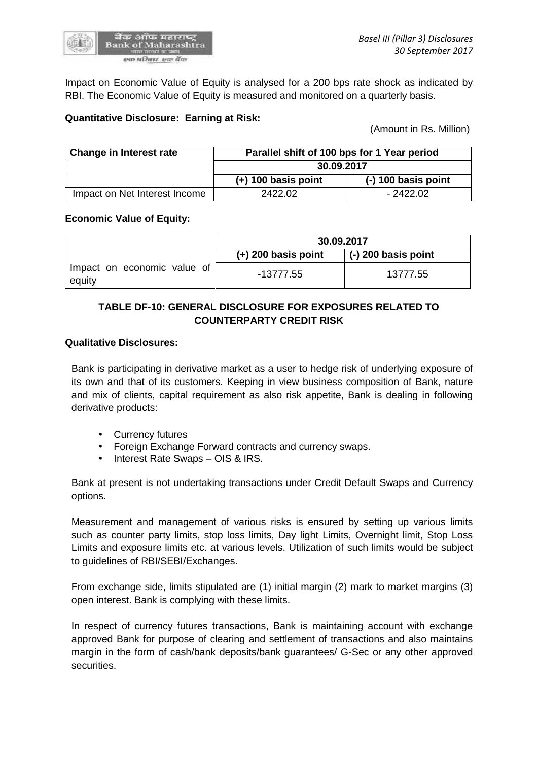Impact on Economic Value of Equity is analysed for a 200 bps rate shock as indicated by RBI. The Economic Value of Equity is measured and monitored on a quarterly basis.

**Quantitative Disclosure: Earning at Risk:**

(Amount in Rs. Million)

| Change in Interest rate | Parallel shift of 100 bps for 1 Year period | |
|---|---|---|
| | 30.09.2017 | |
| | (+) 100 basis point | (-) 100 basis point |
| Impact on Net Interest Income | 2422.02 | - 2422.02 |

**Economic Value of Equity:**

| | 30.09.2017 | |
|---|---|---|
| | (+) 200 basis point | (-) 200 basis point |
| Impact on economic value of equity | -13777.55 | 13777.55 |

## TABLE DF-10: GENERAL DISCLOSURE FOR EXPOSURES RELATED TO COUNTERPARTY CREDIT RISK

**Qualitative Disclosures:**

Bank is participating in derivative market as a user to hedge risk of underlying exposure of its own and that of its customers. Keeping in view business composition of Bank, nature and mix of clients, capital requirement as also risk appetite, Bank is dealing in following derivative products:

- Currency futures
- Foreign Exchange Forward contracts and currency swaps.
- Interest Rate Swaps – OIS & IRS.

Bank at present is not undertaking transactions under Credit Default Swaps and Currency options.

Measurement and management of various risks is ensured by setting up various limits such as counter party limits, stop loss limits, Day light Limits, Overnight limit, Stop Loss Limits and exposure limits etc. at various levels. Utilization of such limits would be subject to guidelines of RBI/SEBI/Exchanges.

From exchange side, limits stipulated are (1) initial margin (2) mark to market margins (3) open interest. Bank is complying with these limits.

In respect of currency futures transactions, Bank is maintaining account with exchange approved Bank for purpose of clearing and settlement of transactions and also maintains margin in the form of cash/bank deposits/bank guarantees/ G-Sec or any other approved securities.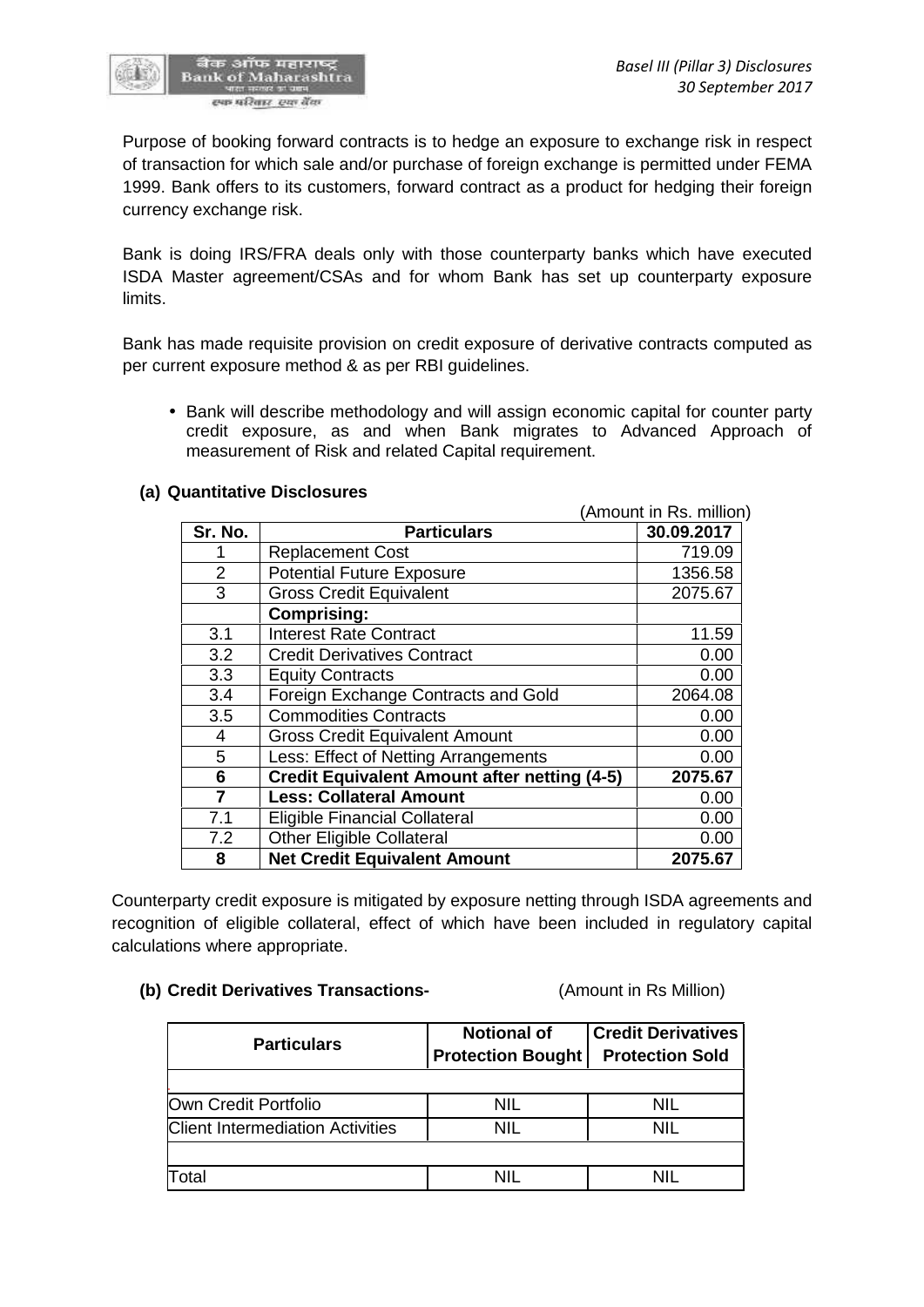Purpose of booking forward contracts is to hedge an exposure to exchange risk in respect of transaction for which sale and/or purchase of foreign exchange is permitted under FEMA 1999. Bank offers to its customers, forward contract as a product for hedging their foreign currency exchange risk.

Bank is doing IRS/FRA deals only with those counterparty banks which have executed ISDA Master agreement/CSAs and for whom Bank has set up counterparty exposure limits.

Bank has made requisite provision on credit exposure of derivative contracts computed as per current exposure method & as per RBI guidelines.

- Bank will describe methodology and will assign economic capital for counter party credit exposure, as and when Bank migrates to Advanced Approach of measurement of Risk and related Capital requirement.

**(a) Quantitative Disclosures**

(Amount in Rs. million)

| Sr. No. | Particulars | 30.09.2017 |
|---|---|---|
| 1 | Replacement Cost | 719.09 |
| 2 | Potential Future Exposure | 1356.58 |
| 3 | Gross Credit Equivalent | 2075.67 |
| | **Comprising:** | |
| 3.1 | Interest Rate Contract | 11.59 |
| 3.2 | Credit Derivatives Contract | 0.00 |
| 3.3 | Equity Contracts | 0.00 |
| 3.4 | Foreign Exchange Contracts and Gold | 2064.08 |
| 3.5 | Commodities Contracts | 0.00 |
| 4 | Gross Credit Equivalent Amount | 0.00 |
| 5 | Less: Effect of Netting Arrangements | 0.00 |
| **6** | **Credit Equivalent Amount after netting (4-5)** | **2075.67** |
| **7** | **Less: Collateral Amount** | 0.00 |
| 7.1 | Eligible Financial Collateral | 0.00 |
| 7.2 | Other Eligible Collateral | 0.00 |
| **8** | **Net Credit Equivalent Amount** | **2075.67** |

Counterparty credit exposure is mitigated by exposure netting through ISDA agreements and recognition of eligible collateral, effect of which have been included in regulatory capital calculations where appropriate.

**(b) Credit Derivatives Transactions-** (Amount in Rs Million)

| Particulars | Notional of Protection Bought | Credit Derivatives Protection Sold |
|---|---|---|
| | | |
| Own Credit Portfolio | NIL | NIL |
| Client Intermediation Activities | NIL | NIL |
| | | |
| Total | NIL | NIL |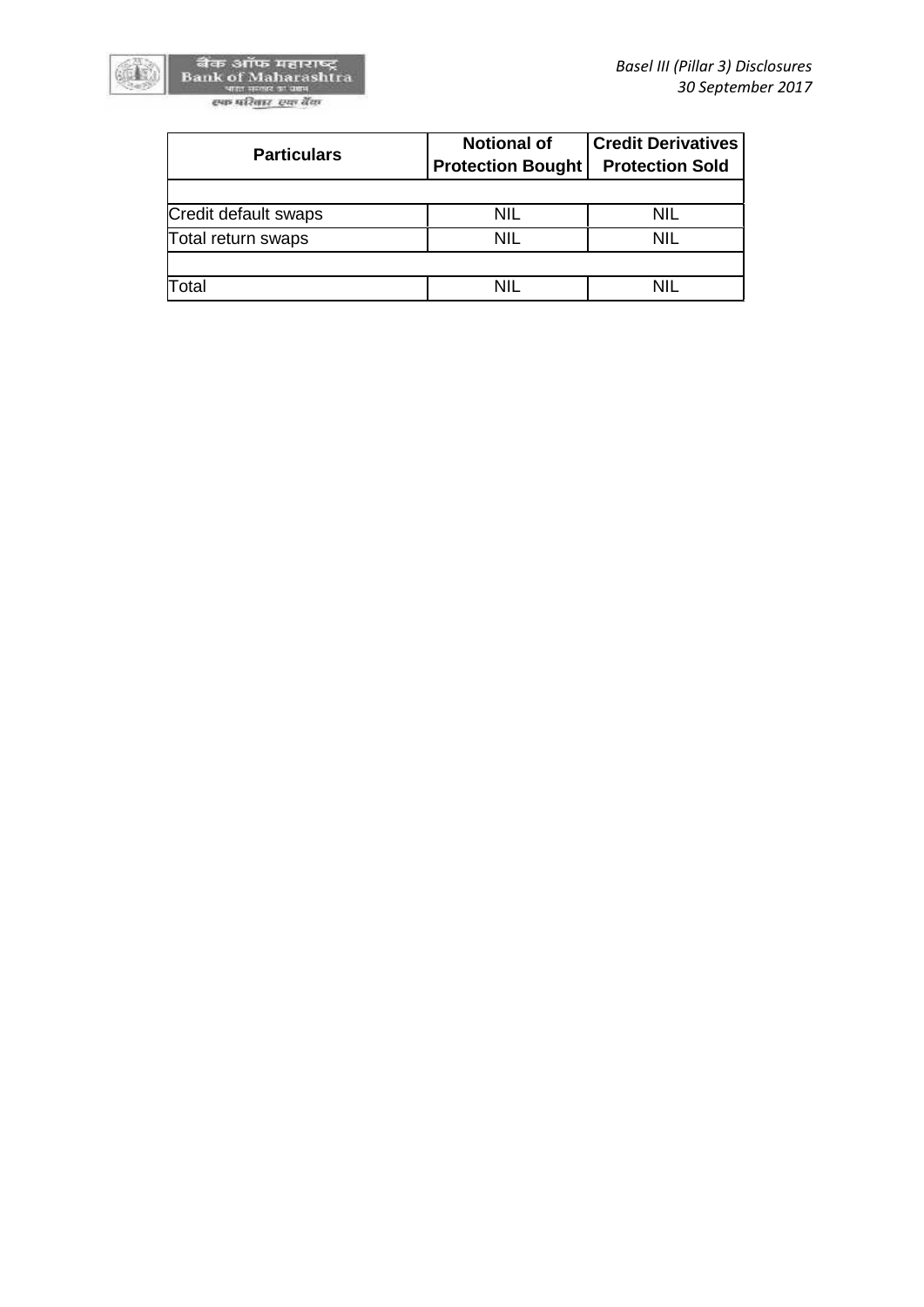| Particulars | Notional of Protection Bought | Credit Derivatives Protection Sold |
|---|---|---|
| | | |
| Credit default swaps | NIL | NIL |
| Total return swaps | NIL | NIL |
| | | |
| Total | NIL | NIL |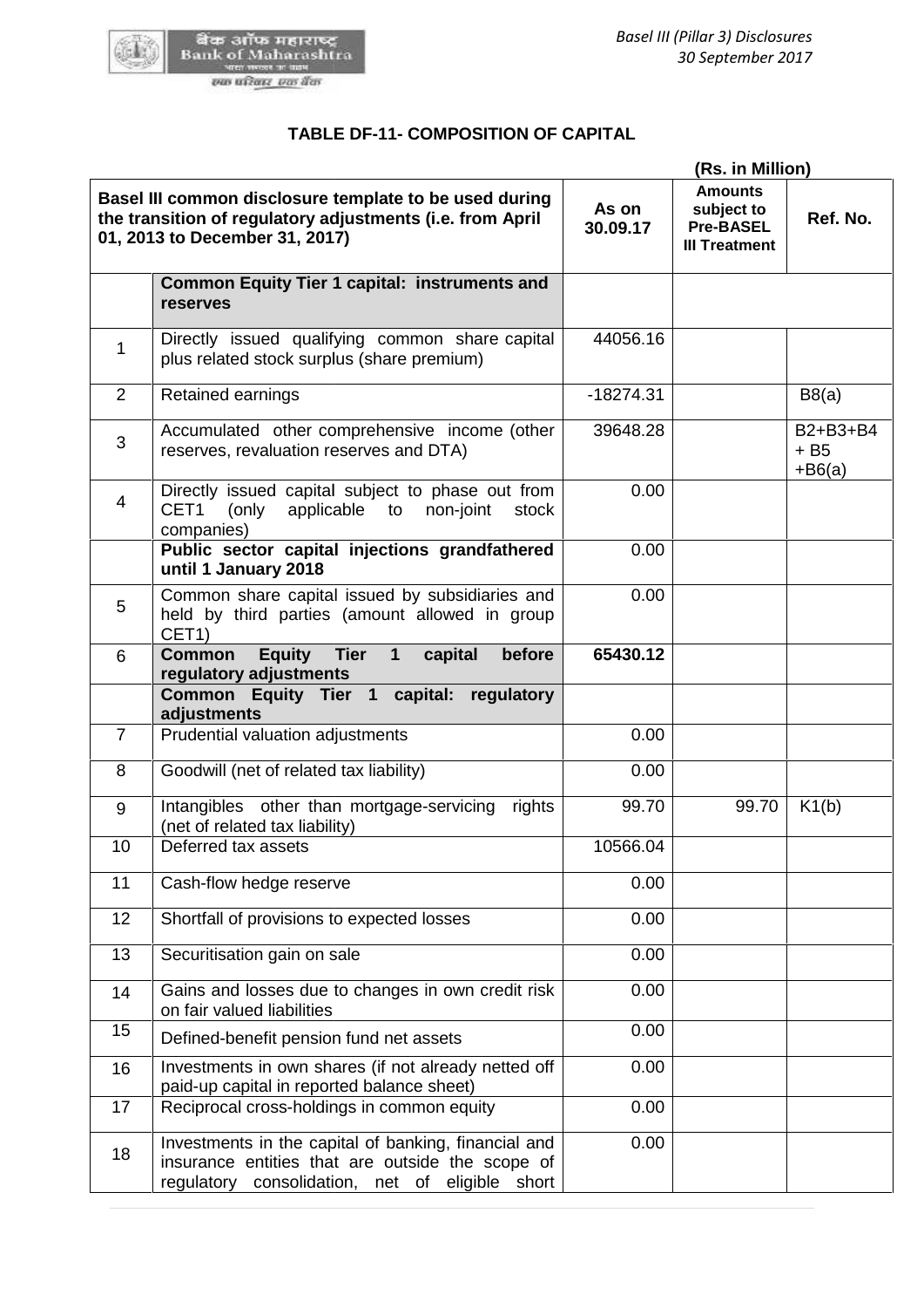## TABLE DF-11- COMPOSITION OF CAPITAL

(Rs. in Million)

| Basel III common disclosure template to be used during the transition of regulatory adjustments (i.e. from April 01, 2013 to December 31, 2017) | | As on 30.09.17 | Amounts subject to Pre-BASEL III Treatment | Ref. No. |
|---|---|---|---|---|
| | **Common Equity Tier 1 capital: instruments and reserves** | | | |
| 1 | Directly issued qualifying common share capital plus related stock surplus (share premium) | 44056.16 | | |
| 2 | Retained earnings | -18274.31 | | B8(a) |
| 3 | Accumulated other comprehensive income (other reserves, revaluation reserves and DTA) | 39648.28 | | B2+B3+B4 + B5 +B6(a) |
| 4 | Directly issued capital subject to phase out from CET1 (only applicable to non-joint stock companies) | 0.00 | | |
| | **Public sector capital injections grandfathered until 1 January 2018** | 0.00 | | |
| 5 | Common share capital issued by subsidiaries and held by third parties (amount allowed in group CET1) | 0.00 | | |
| 6 | **Common Equity Tier 1 capital before regulatory adjustments** | **65430.12** | | |
| | **Common Equity Tier 1 capital: regulatory adjustments** | | | |
| 7 | Prudential valuation adjustments | 0.00 | | |
| 8 | Goodwill (net of related tax liability) | 0.00 | | |
| 9 | Intangibles other than mortgage-servicing rights (net of related tax liability) | 99.70 | 99.70 | K1(b) |
| 10 | Deferred tax assets | 10566.04 | | |
| 11 | Cash-flow hedge reserve | 0.00 | | |
| 12 | Shortfall of provisions to expected losses | 0.00 | | |
| 13 | Securitisation gain on sale | 0.00 | | |
| 14 | Gains and losses due to changes in own credit risk on fair valued liabilities | 0.00 | | |
| 15 | Defined-benefit pension fund net assets | 0.00 | | |
| 16 | Investments in own shares (if not already netted off paid-up capital in reported balance sheet) | 0.00 | | |
| 17 | Reciprocal cross-holdings in common equity | 0.00 | | |
| 18 | Investments in the capital of banking, financial and insurance entities that are outside the scope of regulatory consolidation, net of eligible short | 0.00 | | |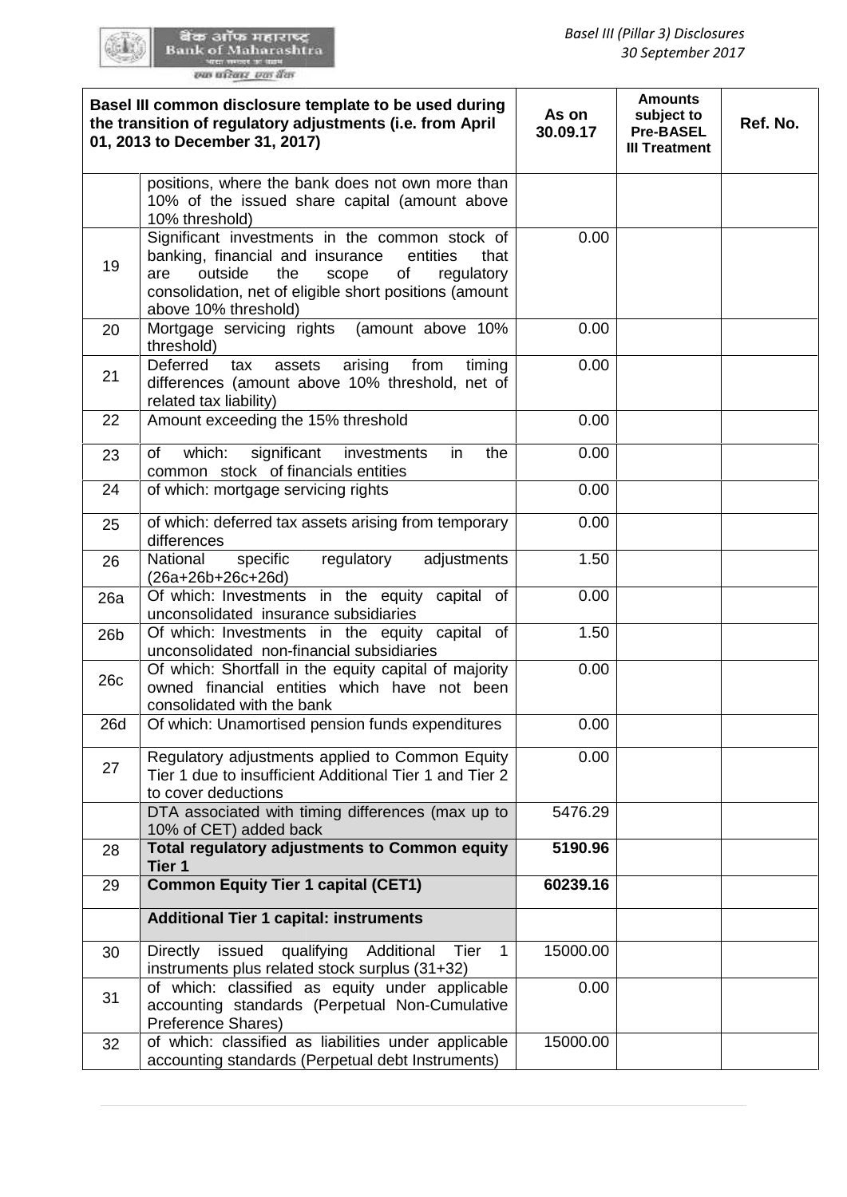| Basel III common disclosure template to be used during the transition of regulatory adjustments (i.e. from April 01, 2013 to December 31, 2017) | | As on 30.09.17 | Amounts subject to Pre-BASEL III Treatment | Ref. No. |
|---|---|---|---|---|
| | positions, where the bank does not own more than 10% of the issued share capital (amount above 10% threshold) | | | |
| 19 | Significant investments in the common stock of banking, financial and insurance entities that are outside the scope of regulatory consolidation, net of eligible short positions (amount above 10% threshold) | 0.00 | | |
| 20 | Mortgage servicing rights (amount above 10% threshold) | 0.00 | | |
| 21 | Deferred tax assets arising from timing differences (amount above 10% threshold, net of related tax liability) | 0.00 | | |
| 22 | Amount exceeding the 15% threshold | 0.00 | | |
| 23 | of which: significant investments in the common stock of financials entities | 0.00 | | |
| 24 | of which: mortgage servicing rights | 0.00 | | |
| 25 | of which: deferred tax assets arising from temporary differences | 0.00 | | |
| 26 | National specific regulatory adjustments (26a+26b+26c+26d) | 1.50 | | |
| 26a | Of which: Investments in the equity capital of unconsolidated insurance subsidiaries | 0.00 | | |
| 26b | Of which: Investments in the equity capital of unconsolidated non-financial subsidiaries | 1.50 | | |
| 26c | Of which: Shortfall in the equity capital of majority owned financial entities which have not been consolidated with the bank | 0.00 | | |
| 26d | Of which: Unamortised pension funds expenditures | 0.00 | | |
| 27 | Regulatory adjustments applied to Common Equity Tier 1 due to insufficient Additional Tier 1 and Tier 2 to cover deductions | 0.00 | | |
| | DTA associated with timing differences (max up to 10% of CET) added back | 5476.29 | | |
| 28 | **Total regulatory adjustments to Common equity Tier 1** | **5190.96** | | |
| 29 | **Common Equity Tier 1 capital (CET1)** | **60239.16** | | |
| | **Additional Tier 1 capital: instruments** | | | |
| 30 | Directly issued qualifying Additional Tier 1 instruments plus related stock surplus (31+32) | 15000.00 | | |
| 31 | of which: classified as equity under applicable accounting standards (Perpetual Non-Cumulative Preference Shares) | 0.00 | | |
| 32 | of which: classified as liabilities under applicable accounting standards (Perpetual debt Instruments) | 15000.00 | | |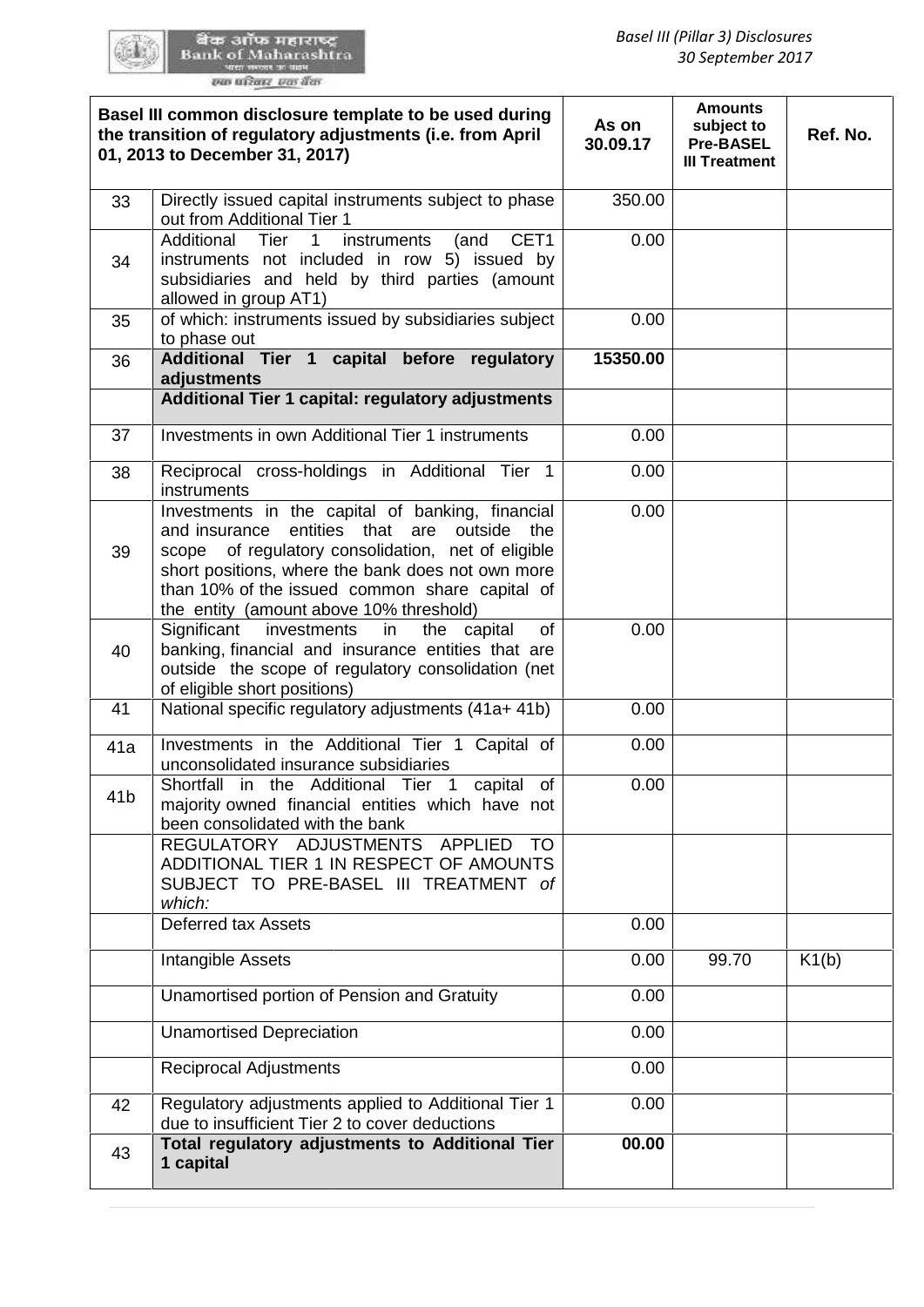| | Basel III common disclosure template to be used during the transition of regulatory adjustments (i.e. from April 01, 2013 to December 31, 2017) | As on 30.09.17 | Amounts subject to Pre-BASEL III Treatment | Ref. No. |
|---|---|---|---|---|
| 33 | Directly issued capital instruments subject to phase out from Additional Tier 1 | 350.00 | | |
| 34 | Additional Tier 1 instruments (and CET1 instruments not included in row 5) issued by subsidiaries and held by third parties (amount allowed in group AT1) | 0.00 | | |
| 35 | of which: instruments issued by subsidiaries subject to phase out | 0.00 | | |
| 36 | **Additional Tier 1 capital before regulatory adjustments** | **15350.00** | | |
| | **Additional Tier 1 capital: regulatory adjustments** | | | |
| 37 | Investments in own Additional Tier 1 instruments | 0.00 | | |
| 38 | Reciprocal cross-holdings in Additional Tier 1 instruments | 0.00 | | |
| 39 | Investments in the capital of banking, financial and insurance entities that are outside the scope of regulatory consolidation, net of eligible short positions, where the bank does not own more than 10% of the issued common share capital of the entity (amount above 10% threshold) | 0.00 | | |
| 40 | Significant investments in the capital of banking, financial and insurance entities that are outside the scope of regulatory consolidation (net of eligible short positions) | 0.00 | | |
| 41 | National specific regulatory adjustments (41a+ 41b) | 0.00 | | |
| 41a | Investments in the Additional Tier 1 Capital of unconsolidated insurance subsidiaries | 0.00 | | |
| 41b | Shortfall in the Additional Tier 1 capital of majority owned financial entities which have not been consolidated with the bank | 0.00 | | |
| | REGULATORY ADJUSTMENTS APPLIED TO ADDITIONAL TIER 1 IN RESPECT OF AMOUNTS SUBJECT TO PRE-BASEL III TREATMENT *of which:* | | | |
| | Deferred tax Assets | 0.00 | | |
| | Intangible Assets | 0.00 | 99.70 | K1(b) |
| | Unamortised portion of Pension and Gratuity | 0.00 | | |
| | Unamortised Depreciation | 0.00 | | |
| | Reciprocal Adjustments | 0.00 | | |
| 42 | Regulatory adjustments applied to Additional Tier 1 due to insufficient Tier 2 to cover deductions | 0.00 | | |
| 43 | **Total regulatory adjustments to Additional Tier 1 capital** | **00.00** | | |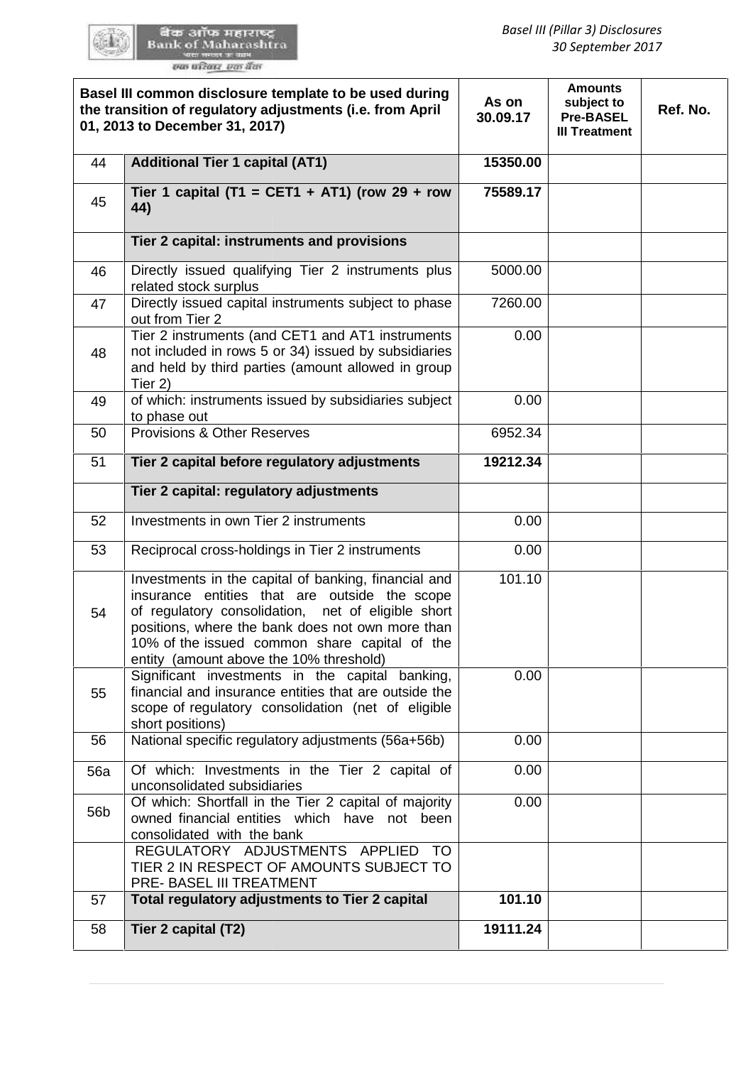| | Basel III common disclosure template to be used during the transition of regulatory adjustments (i.e. from April 01, 2013 to December 31, 2017) | As on 30.09.17 | Amounts subject to Pre-BASEL III Treatment | Ref. No. |
|---|---|---|---|---|
| 44 | **Additional Tier 1 capital (AT1)** | **15350.00** | | |
| 45 | **Tier 1 capital (T1 = CET1 + AT1) (row 29 + row 44)** | **75589.17** | | |
| | **Tier 2 capital: instruments and provisions** | | | |
| 46 | Directly issued qualifying Tier 2 instruments plus related stock surplus | 5000.00 | | |
| 47 | Directly issued capital instruments subject to phase out from Tier 2 | 7260.00 | | |
| 48 | Tier 2 instruments (and CET1 and AT1 instruments not included in rows 5 or 34) issued by subsidiaries and held by third parties (amount allowed in group Tier 2) | 0.00 | | |
| 49 | of which: instruments issued by subsidiaries subject to phase out | 0.00 | | |
| 50 | Provisions & Other Reserves | 6952.34 | | |
| 51 | **Tier 2 capital before regulatory adjustments** | **19212.34** | | |
| | **Tier 2 capital: regulatory adjustments** | | | |
| 52 | Investments in own Tier 2 instruments | 0.00 | | |
| 53 | Reciprocal cross-holdings in Tier 2 instruments | 0.00 | | |
| 54 | Investments in the capital of banking, financial and insurance entities that are outside the scope of regulatory consolidation, net of eligible short positions, where the bank does not own more than 10% of the issued common share capital of the entity (amount above the 10% threshold) | 101.10 | | |
| 55 | Significant investments in the capital banking, financial and insurance entities that are outside the scope of regulatory consolidation (net of eligible short positions) | 0.00 | | |
| 56 | National specific regulatory adjustments (56a+56b) | 0.00 | | |
| 56a | Of which: Investments in the Tier 2 capital of unconsolidated subsidiaries | 0.00 | | |
| 56b | Of which: Shortfall in the Tier 2 capital of majority owned financial entities which have not been consolidated with the bank | 0.00 | | |
| | REGULATORY ADJUSTMENTS APPLIED TO TIER 2 IN RESPECT OF AMOUNTS SUBJECT TO PRE- BASEL III TREATMENT | | | |
| 57 | **Total regulatory adjustments to Tier 2 capital** | **101.10** | | |
| 58 | **Tier 2 capital (T2)** | **19111.24** | | |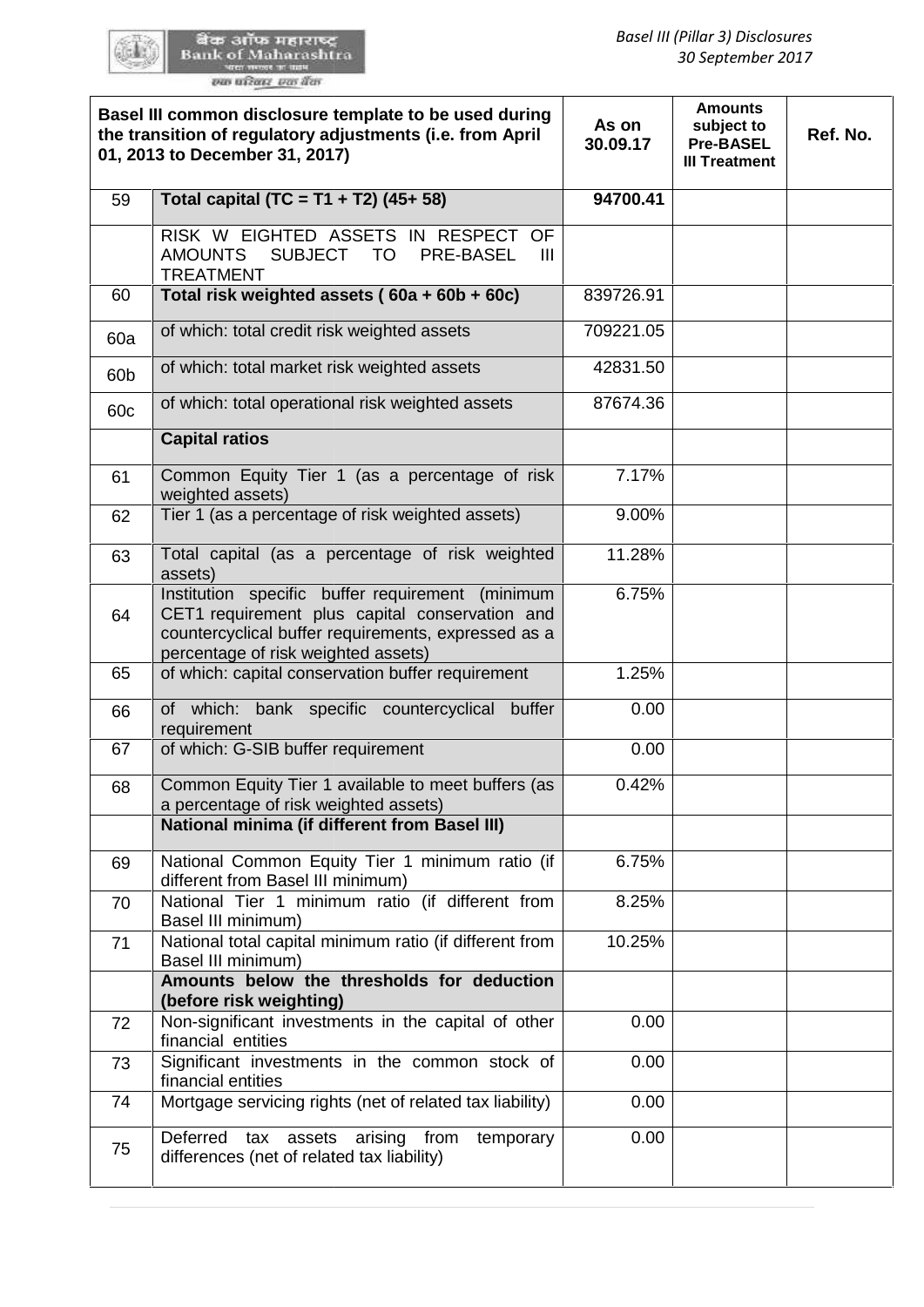| | Basel III common disclosure template to be used during the transition of regulatory adjustments (i.e. from April 01, 2013 to December 31, 2017) | As on 30.09.17 | Amounts subject to Pre-BASEL III Treatment | Ref. No. |
|---|---|---|---|---|
| 59 | **Total capital (TC = T1 + T2) (45+ 58)** | **94700.41** | | |
| | RISK W EIGHTED ASSETS IN RESPECT OF AMOUNTS SUBJECT TO PRE-BASEL III TREATMENT | | | |
| 60 | **Total risk weighted assets ( 60a + 60b + 60c)** | 839726.91 | | |
| 60a | of which: total credit risk weighted assets | 709221.05 | | |
| 60b | of which: total market risk weighted assets | 42831.50 | | |
| 60c | of which: total operational risk weighted assets | 87674.36 | | |
| | **Capital ratios** | | | |
| 61 | Common Equity Tier 1 (as a percentage of risk weighted assets) | 7.17% | | |
| 62 | Tier 1 (as a percentage of risk weighted assets) | 9.00% | | |
| 63 | Total capital (as a percentage of risk weighted assets) | 11.28% | | |
| 64 | Institution specific buffer requirement (minimum CET1 requirement plus capital conservation and countercyclical buffer requirements, expressed as a percentage of risk weighted assets) | 6.75% | | |
| 65 | of which: capital conservation buffer requirement | 1.25% | | |
| 66 | of which: bank specific countercyclical buffer requirement | 0.00 | | |
| 67 | of which: G-SIB buffer requirement | 0.00 | | |
| 68 | Common Equity Tier 1 available to meet buffers (as a percentage of risk weighted assets) | 0.42% | | |
| | **National minima (if different from Basel III)** | | | |
| 69 | National Common Equity Tier 1 minimum ratio (if different from Basel III minimum) | 6.75% | | |
| 70 | National Tier 1 minimum ratio (if different from Basel III minimum) | 8.25% | | |
| 71 | National total capital minimum ratio (if different from Basel III minimum) | 10.25% | | |
| | **Amounts below the thresholds for deduction (before risk weighting)** | | | |
| 72 | Non-significant investments in the capital of other financial entities | 0.00 | | |
| 73 | Significant investments in the common stock of financial entities | 0.00 | | |
| 74 | Mortgage servicing rights (net of related tax liability) | 0.00 | | |
| 75 | Deferred tax assets arising from temporary differences (net of related tax liability) | 0.00 | | |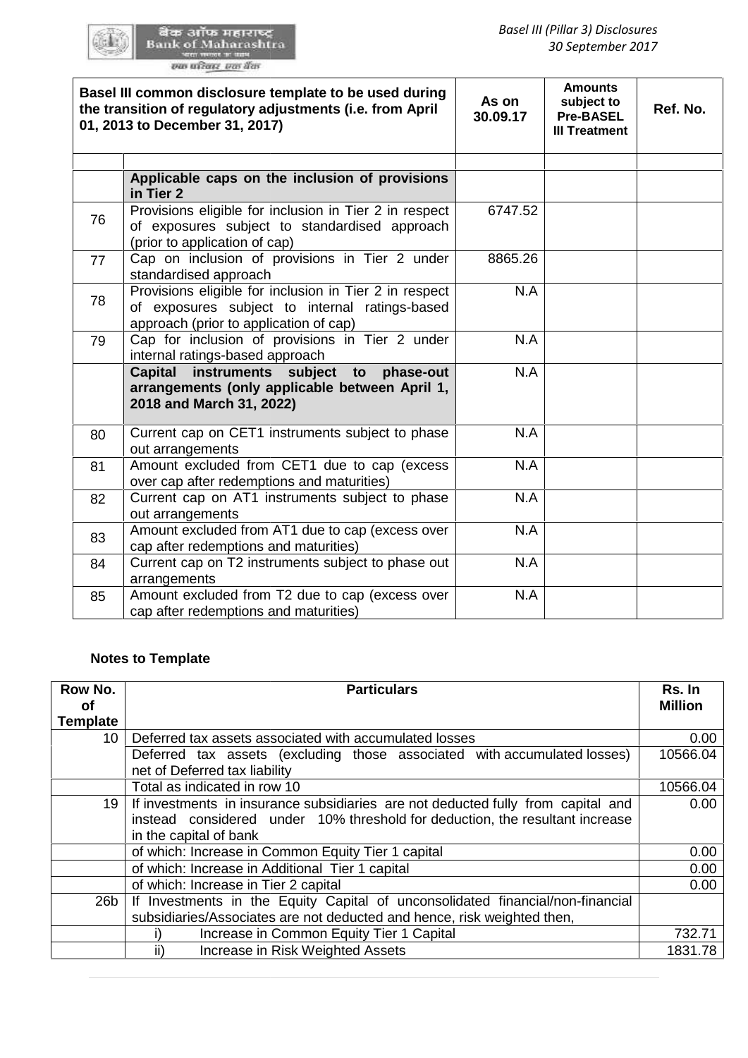| Basel III common disclosure template to be used during the transition of regulatory adjustments (i.e. from April 01, 2013 to December 31, 2017) | | As on 30.09.17 | Amounts subject to Pre-BASEL III Treatment | Ref. No. |
|---|---|---|---|---|
| | | | | |
| | **Applicable caps on the inclusion of provisions in Tier 2** | | | |
| 76 | Provisions eligible for inclusion in Tier 2 in respect of exposures subject to standardised approach (prior to application of cap) | 6747.52 | | |
| 77 | Cap on inclusion of provisions in Tier 2 under standardised approach | 8865.26 | | |
| 78 | Provisions eligible for inclusion in Tier 2 in respect of exposures subject to internal ratings-based approach (prior to application of cap) | N.A | | |
| 79 | Cap for inclusion of provisions in Tier 2 under internal ratings-based approach | N.A | | |
| | **Capital instruments subject to phase-out arrangements (only applicable between April 1, 2018 and March 31, 2022)** | N.A | | |
| 80 | Current cap on CET1 instruments subject to phase out arrangements | N.A | | |
| 81 | Amount excluded from CET1 due to cap (excess over cap after redemptions and maturities) | N.A | | |
| 82 | Current cap on AT1 instruments subject to phase out arrangements | N.A | | |
| 83 | Amount excluded from AT1 due to cap (excess over cap after redemptions and maturities) | N.A | | |
| 84 | Current cap on T2 instruments subject to phase out arrangements | N.A | | |
| 85 | Amount excluded from T2 due to cap (excess over cap after redemptions and maturities) | N.A | | |

**Notes to Template**

| Row No. of Template | Particulars | Rs. In Million |
|---|---|---|
| 10 | Deferred tax assets associated with accumulated losses | 0.00 |
| | Deferred tax assets (excluding those associated with accumulated losses) net of Deferred tax liability | 10566.04 |
| | Total as indicated in row 10 | 10566.04 |
| 19 | If investments in insurance subsidiaries are not deducted fully from capital and instead considered under 10% threshold for deduction, the resultant increase in the capital of bank | 0.00 |
| | of which: Increase in Common Equity Tier 1 capital | 0.00 |
| | of which: Increase in Additional Tier 1 capital | 0.00 |
| | of which: Increase in Tier 2 capital | 0.00 |
| 26b | If Investments in the Equity Capital of unconsolidated financial/non-financial subsidiaries/Associates are not deducted and hence, risk weighted then, | |
| | i) Increase in Common Equity Tier 1 Capital | 732.71 |
| | ii) Increase in Risk Weighted Assets | 1831.78 |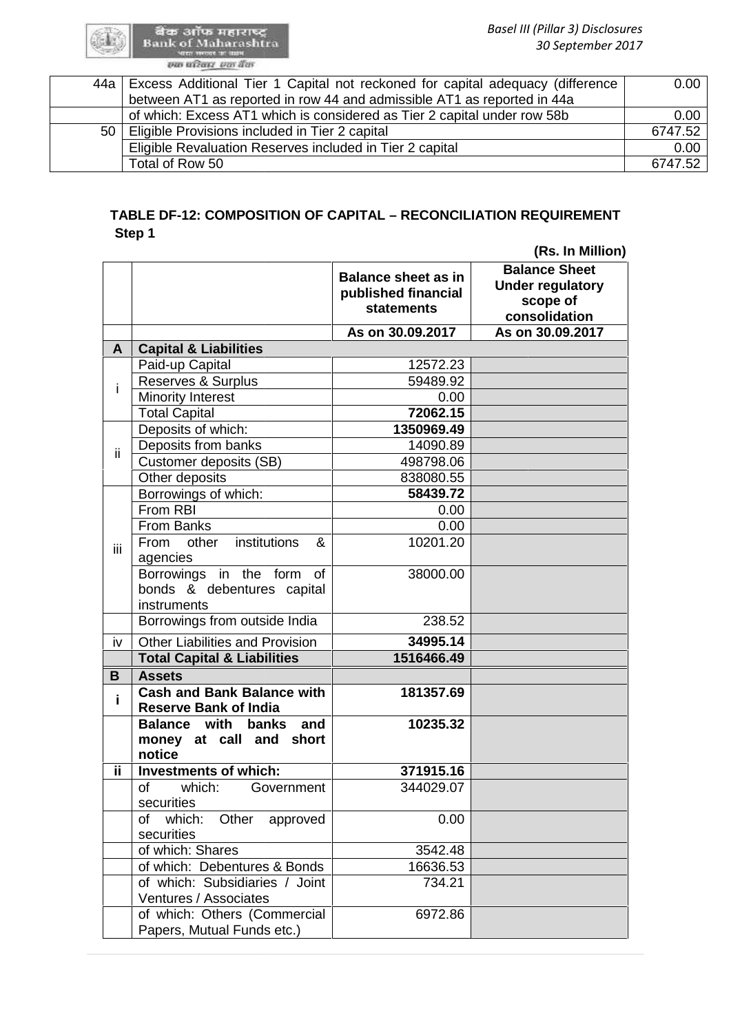| | | |
|---|---|---|
| 44a | Excess Additional Tier 1 Capital not reckoned for capital adequacy (difference between AT1 as reported in row 44 and admissible AT1 as reported in 44a | 0.00 |
| | of which: Excess AT1 which is considered as Tier 2 capital under row 58b | 0.00 |
| 50 | Eligible Provisions included in Tier 2 capital | 6747.52 |
| | Eligible Revaluation Reserves included in Tier 2 capital | 0.00 |
| | Total of Row 50 | 6747.52 |

## TABLE DF-12: COMPOSITION OF CAPITAL – RECONCILIATION REQUIREMENT

**Step 1**

**(Rs. In Million)**

| | | Balance sheet as in published financial statements | Balance Sheet Under regulatory scope of consolidation |
|---|---|---|---|
| | | **As on 30.09.2017** | **As on 30.09.2017** |
| **A** | **Capital & Liabilities** | | |
| i | Paid-up Capital | 12572.23 | |
| | Reserves & Surplus | 59489.92 | |
| | Minority Interest | 0.00 | |
| | Total Capital | **72062.15** | |
| ii | Deposits of which: | **1350969.49** | |
| | Deposits from banks | 14090.89 | |
| | Customer deposits (SB) | 498798.06 | |
| | Other deposits | 838080.55 | |
| iii | Borrowings of which: | **58439.72** | |
| | From RBI | 0.00 | |
| | From Banks | 0.00 | |
| | From other institutions & agencies | 10201.20 | |
| | Borrowings in the form of bonds & debentures capital instruments | 38000.00 | |
| | Borrowings from outside India | 238.52 | |
| iv | Other Liabilities and Provision | **34995.14** | |
| | **Total Capital & Liabilities** | **1516466.49** | |
| **B** | **Assets** | | |
| **i** | **Cash and Bank Balance with Reserve Bank of India** | **181357.69** | |
| | **Balance with banks and money at call and short notice** | **10235.32** | |
| **ii** | **Investments of which:** | **371915.16** | |
| | of which: Government securities | 344029.07 | |
| | of which: Other approved securities | 0.00 | |
| | of which: Shares | 3542.48 | |
| | of which: Debentures & Bonds | 16636.53 | |
| | of which: Subsidiaries / Joint Ventures / Associates | 734.21 | |
| | of which: Others (Commercial Papers, Mutual Funds etc.) | 6972.86 | |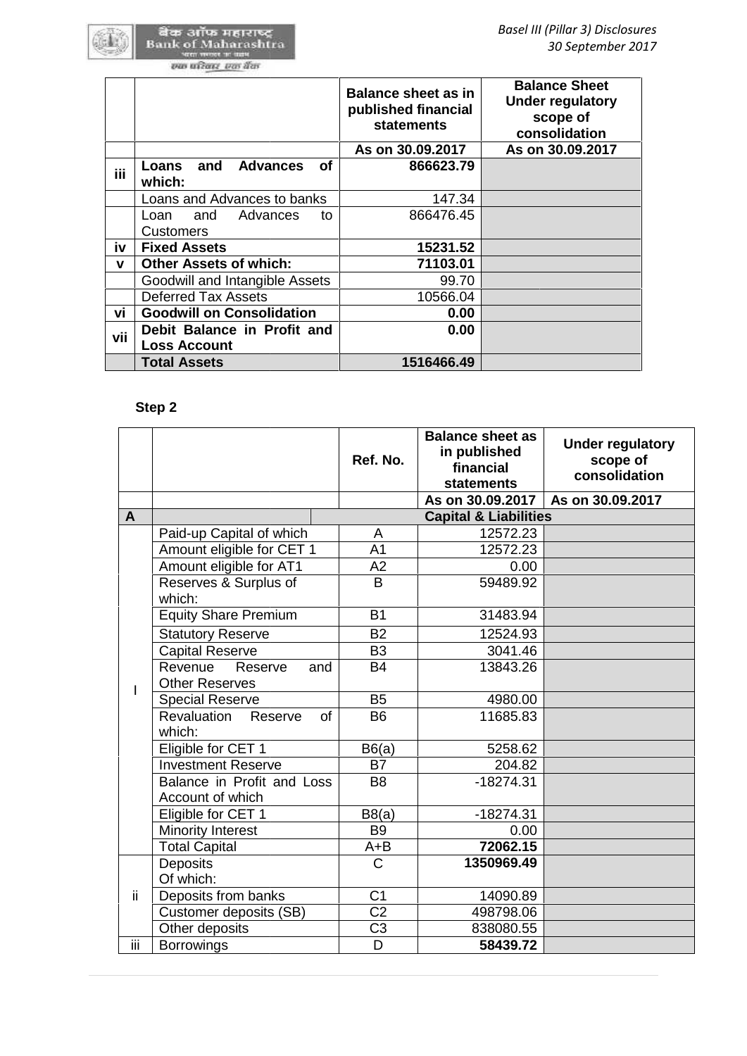| | | Balance sheet as in published financial statements | Balance Sheet Under regulatory scope of consolidation |
|---|---|---|---|
| | | As on 30.09.2017 | As on 30.09.2017 |
| iii | **Loans and Advances of which:** | **866623.79** | |
| | Loans and Advances to banks | 147.34 | |
| | Loan and Advances to Customers | 866476.45 | |
| iv | **Fixed Assets** | **15231.52** | |
| v | **Other Assets of which:** | **71103.01** | |
| | Goodwill and Intangible Assets | 99.70 | |
| | Deferred Tax Assets | 10566.04 | |
| vi | **Goodwill on Consolidation** | **0.00** | |
| vii | **Debit Balance in Profit and Loss Account** | **0.00** | |
| | **Total Assets** | **1516466.49** | |

**Step 2**

| | | Ref. No. | Balance sheet as in published financial statements | Under regulatory scope of consolidation |
|---|---|---|---|---|
| | | | As on 30.09.2017 | As on 30.09.2017 |
| **A** | | | **Capital & Liabilities** | |
| I | Paid-up Capital of which | A | 12572.23 | |
| | Amount eligible for CET 1 | A1 | 12572.23 | |
| | Amount eligible for AT1 | A2 | 0.00 | |
| | Reserves & Surplus of which: | B | 59489.92 | |
| | Equity Share Premium | B1 | 31483.94 | |
| | Statutory Reserve | B2 | 12524.93 | |
| | Capital Reserve | B3 | 3041.46 | |
| | Revenue Reserve and Other Reserves | B4 | 13843.26 | |
| | Special Reserve | B5 | 4980.00 | |
| | Revaluation Reserve of which: | B6 | 11685.83 | |
| | Eligible for CET 1 | B6(a) | 5258.62 | |
| | Investment Reserve | B7 | 204.82 | |
| | Balance in Profit and Loss Account of which | B8 | -18274.31 | |
| | Eligible for CET 1 | B8(a) | -18274.31 | |
| | Minority Interest | B9 | 0.00 | |
| | Total Capital | A+B | **72062.15** | |
| ii | Deposits Of which: | C | **1350969.49** | |
| | Deposits from banks | C1 | 14090.89 | |
| | Customer deposits (SB) | C2 | 498798.06 | |
| | Other deposits | C3 | 838080.55 | |
| iii | Borrowings | D | **58439.72** | |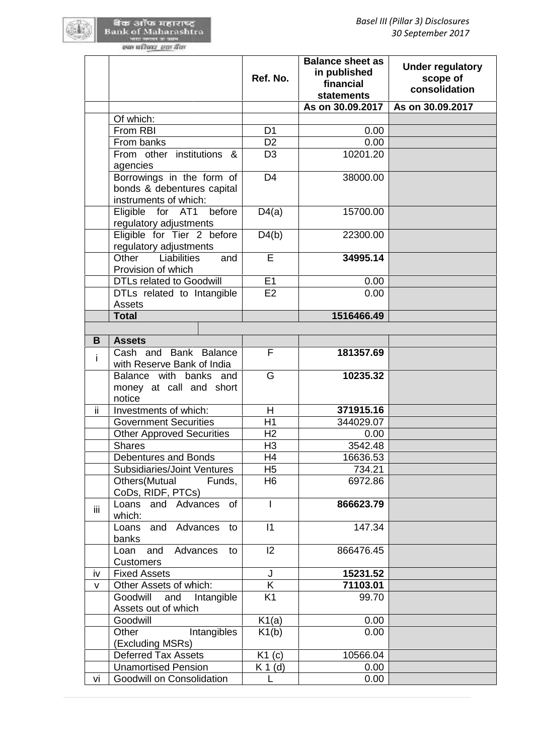| | | Ref. No. | Balance sheet as in published financial statements | Under regulatory scope of consolidation |
|---|---|---|---|---|
| | | | As on 30.09.2017 | As on 30.09.2017 |
| | Of which: | | | |
| | From RBI | D1 | 0.00 | |
| | From banks | D2 | 0.00 | |
| | From other institutions & agencies | D3 | 10201.20 | |
| | Borrowings in the form of bonds & debentures capital instruments of which: | D4 | 38000.00 | |
| | Eligible for AT1 before regulatory adjustments | D4(a) | 15700.00 | |
| | Eligible for Tier 2 before regulatory adjustments | D4(b) | 22300.00 | |
| | Other Liabilities and Provision of which | E | **34995.14** | |
| | DTLs related to Goodwill | E1 | 0.00 | |
| | DTLs related to Intangible Assets | E2 | 0.00 | |
| | **Total** | | **1516466.49** | |
| | | | | |
| **B** | **Assets** | | | |
| i | Cash and Bank Balance with Reserve Bank of India | F | **181357.69** | |
| | Balance with banks and money at call and short notice | G | **10235.32** | |
| ii | Investments of which: | H | **371915.16** | |
| | Government Securities | H1 | 344029.07 | |
| | Other Approved Securities | H2 | 0.00 | |
| | Shares | H3 | 3542.48 | |
| | Debentures and Bonds | H4 | 16636.53 | |
| | Subsidiaries/Joint Ventures | H5 | 734.21 | |
| | Others(Mutual Funds, CoDs, RIDF, PTCs) | H6 | 6972.86 | |
| iii | Loans and Advances of which: | I | **866623.79** | |
| | Loans and Advances to banks | I1 | 147.34 | |
| | Loan and Advances to Customers | I2 | 866476.45 | |
| iv | Fixed Assets | J | **15231.52** | |
| v | Other Assets of which: | K | **71103.01** | |
| | Goodwill and Intangible Assets out of which | K1 | 99.70 | |
| | Goodwill | K1(a) | 0.00 | |
| | Other Intangibles (Excluding MSRs) | K1(b) | 0.00 | |
| | Deferred Tax Assets | K1 (c) | 10566.04 | |
| | Unamortised Pension | K 1 (d) | 0.00 | |
| vi | Goodwill on Consolidation | L | 0.00 | |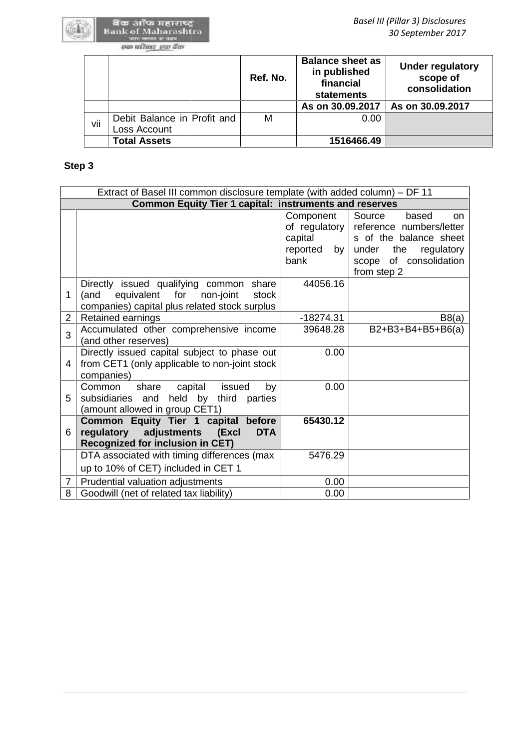| | | Ref. No. | Balance sheet as in published financial statements | Under regulatory scope of consolidation |
|---|---|---|---|---|
| | | | As on 30.09.2017 | As on 30.09.2017 |
| vii | Debit Balance in Profit and Loss Account | M | 0.00 | |
| | **Total Assets** | | **1516466.49** | |

**Step 3**

| Extract of Basel III common disclosure template (with added column) – DF 11 | | | |
|---|---|---|---|
| **Common Equity Tier 1 capital: instruments and reserves** | | | |
| | | Component of regulatory capital reported by bank | Source based on reference numbers/letters of the balance sheet under the regulatory scope of consolidation from step 2 |
| 1 | Directly issued qualifying common share (and equivalent for non-joint stock companies) capital plus related stock surplus | 44056.16 | |
| 2 | Retained earnings | -18274.31 | B8(a) |
| 3 | Accumulated other comprehensive income (and other reserves) | 39648.28 | B2+B3+B4+B5+B6(a) |
| 4 | Directly issued capital subject to phase out from CET1 (only applicable to non-joint stock companies) | 0.00 | |
| 5 | Common share capital issued by subsidiaries and held by third parties (amount allowed in group CET1) | 0.00 | |
| 6 | **Common Equity Tier 1 capital before regulatory adjustments (Excl DTA Recognized for inclusion in CET)** | **65430.12** | |
| | DTA associated with timing differences (max up to 10% of CET) included in CET 1 | 5476.29 | |
| 7 | Prudential valuation adjustments | 0.00 | |
| 8 | Goodwill (net of related tax liability) | 0.00 | |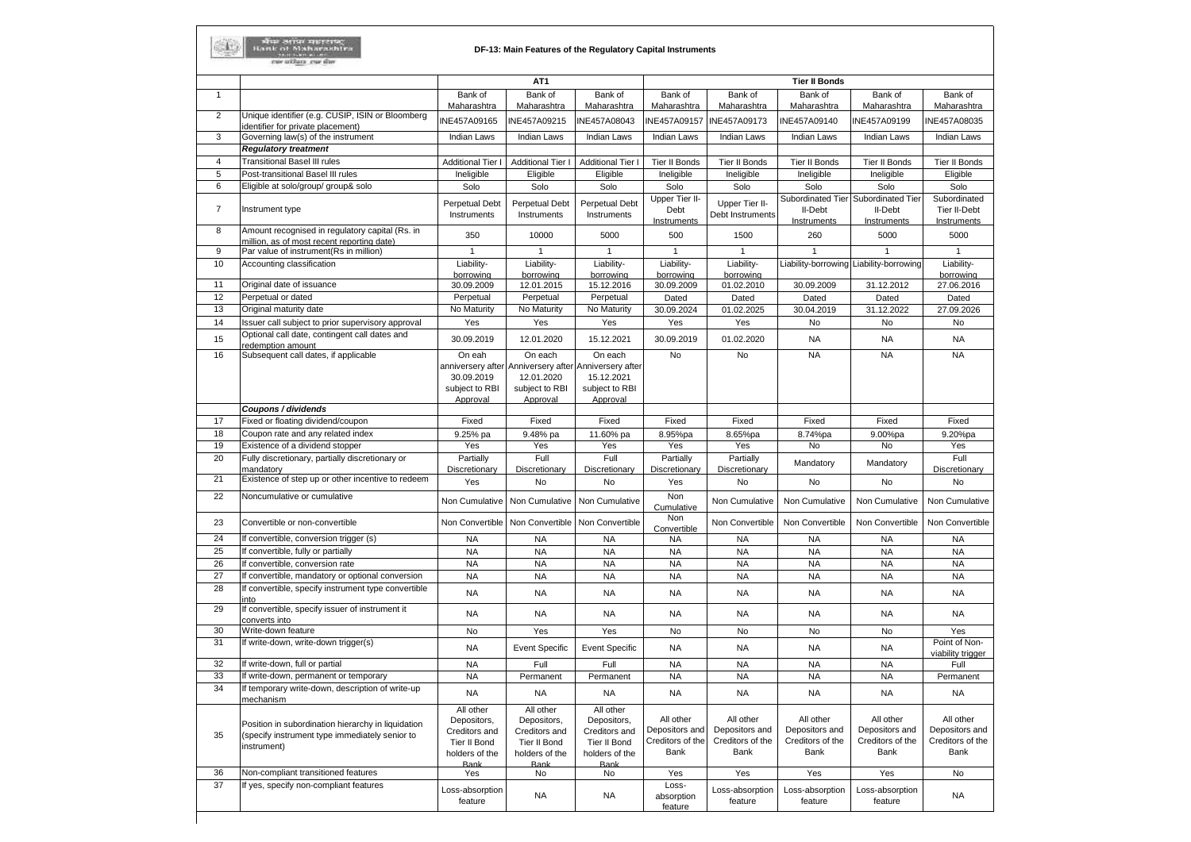# DF-13: Main Features of the Regulatory Capital Instruments

| | | AT1 | | | Tier II Bonds | | | | |
|---|---|---|---|---|---|---|---|---|---|
| 1 | | Bank of Maharashtra | Bank of Maharashtra | Bank of Maharashtra | Bank of Maharashtra | Bank of Maharashtra | Bank of Maharashtra | Bank of Maharashtra | Bank of Maharashtra |
| 2 | Unique identifier (e.g. CUSIP, ISIN or Bloomberg identifier for private placement) | INE457A09165 | INE457A09215 | INE457A08043 | INE457A09157 | INE457A09173 | INE457A09140 | INE457A09199 | INE457A08035 |
| 3 | Governing law(s) of the instrument | Indian Laws | Indian Laws | Indian Laws | Indian Laws | Indian Laws | Indian Laws | Indian Laws | Indian Laws |
| | ***Regulatory treatment*** | | | | | | | | |
| 4 | Transitional Basel III rules | Additional Tier I | Additional Tier I | Additional Tier I | Tier II Bonds | Tier II Bonds | Tier II Bonds | Tier II Bonds | Tier II Bonds |
| 5 | Post-transitional Basel III rules | Ineligible | Eligible | Eligible | Ineligible | Ineligible | Ineligible | Ineligible | Eligible |
| 6 | Eligible at solo/group/ group& solo | Solo | Solo | Solo | Solo | Solo | Solo | Solo | Solo |
| 7 | Instrument type | Perpetual Debt Instruments | Perpetual Debt Instruments | Perpetual Debt Instruments | Upper Tier II-Debt Instruments | Upper Tier II-Debt Instruments | Subordinated Tier II-Debt Instruments | Subordinated Tier II-Debt Instruments | Subordinated Tier II-Debt Instruments |
| 8 | Amount recognised in regulatory capital (Rs. in million, as of most recent reporting date) | 350 | 10000 | 5000 | 500 | 1500 | 260 | 5000 | 5000 |
| 9 | Par value of instrument(Rs in million) | 1 | 1 | 1 | 1 | 1 | 1 | 1 | 1 |
| 10 | Accounting classification | Liability-borrowing | Liability-borrowing | Liability-borrowing | Liability-borrowing | Liability-borrowing | Liability-borrowing | Liability-borrowing | Liability-borrowing |
| 11 | Original date of issuance | 30.09.2009 | 12.01.2015 | 15.12.2016 | 30.09.2009 | 01.02.2010 | 30.09.2009 | 31.12.2012 | 27.06.2016 |
| 12 | Perpetual or dated | Perpetual | Perpetual | Perpetual | Dated | Dated | Dated | Dated | Dated |
| 13 | Original maturity date | No Maturity | No Maturity | No Maturity | 30.09.2024 | 01.02.2025 | 30.04.2019 | 31.12.2022 | 27.09.2026 |
| 14 | Issuer call subject to prior supervisory approval | Yes | Yes | Yes | Yes | Yes | No | No | No |
| 15 | Optional call date, contingent call dates and redemption amount | 30.09.2019 | 12.01.2020 | 15.12.2021 | 30.09.2019 | 01.02.2020 | NA | NA | NA |
| 16 | Subsequent call dates, if applicable | On each anniversery after 30.09.2019 subject to RBI Approval | On each Anniversery after 12.01.2020 subject to RBI Approval | On each Anniversery after 15.12.2021 subject to RBI Approval | No | No | NA | NA | NA |
| | ***Coupons / dividends*** | | | | | | | | |
| 17 | Fixed or floating dividend/coupon | Fixed | Fixed | Fixed | Fixed | Fixed | Fixed | Fixed | Fixed |
| 18 | Coupon rate and any related index | 9.25% pa | 9.48% pa | 11.60% pa | 8.95%pa | 8.65%pa | 8.74%pa | 9.00%pa | 9.20%pa |
| 19 | Existence of a dividend stopper | Yes | Yes | Yes | Yes | Yes | No | No | Yes |
| 20 | Fully discretionary, partially discretionary or mandatory | Partially Discretionary | Full Discretionary | Full Discretionary | Partially Discretionary | Partially Discretionary | Mandatory | Mandatory | Full Discretionary |
| 21 | Existence of step up or other incentive to redeem | Yes | No | No | Yes | No | No | No | No |
| 22 | Noncumulative or cumulative | Non Cumulative | Non Cumulative | Non Cumulative | Non Cumulative | Non Cumulative | Non Cumulative | Non Cumulative | Non Cumulative |
| 23 | Convertible or non-convertible | Non Convertible | Non Convertible | Non Convertible | Non Convertible | Non Convertible | Non Convertible | Non Convertible | Non Convertible |
| 24 | If convertible, conversion trigger (s) | NA | NA | NA | NA | NA | NA | NA | NA |
| 25 | If convertible, fully or partially | NA | NA | NA | NA | NA | NA | NA | NA |
| 26 | If convertible, conversion rate | NA | NA | NA | NA | NA | NA | NA | NA |
| 27 | If convertible, mandatory or optional conversion | NA | NA | NA | NA | NA | NA | NA | NA |
| 28 | If convertible, specify instrument type convertible into | NA | NA | NA | NA | NA | NA | NA | NA |
| 29 | If convertible, specify issuer of instrument it converts into | NA | NA | NA | NA | NA | NA | NA | NA |
| 30 | Write-down feature | No | Yes | Yes | No | No | No | No | Yes |
| 31 | If write-down, write-down trigger(s) | NA | Event Specific | Event Specific | NA | NA | NA | NA | Point of Non-viability trigger |
| 32 | If write-down, full or partial | NA | Full | Full | NA | NA | NA | NA | Full |
| 33 | If write-down, permanent or temporary | NA | Permanent | Permanent | NA | NA | NA | NA | Permanent |
| 34 | If temporary write-down, description of write-up mechanism | NA | NA | NA | NA | NA | NA | NA | NA |
| 35 | Position in subordination hierarchy in liquidation (specify instrument type immediately senior to instrument) | All other Depositors, Creditors and Tier II Bond holders of the Bank | All other Depositors, Creditors and Tier II Bond holders of the Bank | All other Depositors, Creditors and Tier II Bond holders of the Bank | All other Depositors and Creditors of the Bank | All other Depositors and Creditors of the Bank | All other Depositors and Creditors of the Bank | All other Depositors and Creditors of the Bank | All other Depositors and Creditors of the Bank |
| 36 | Non-compliant transitioned features | Yes | No | No | Yes | Yes | Yes | Yes | No |
| 37 | If yes, specify non-compliant features | Loss-absorption feature | NA | NA | Loss-absorption feature | Loss-absorption feature | Loss-absorption feature | Loss-absorption feature | NA |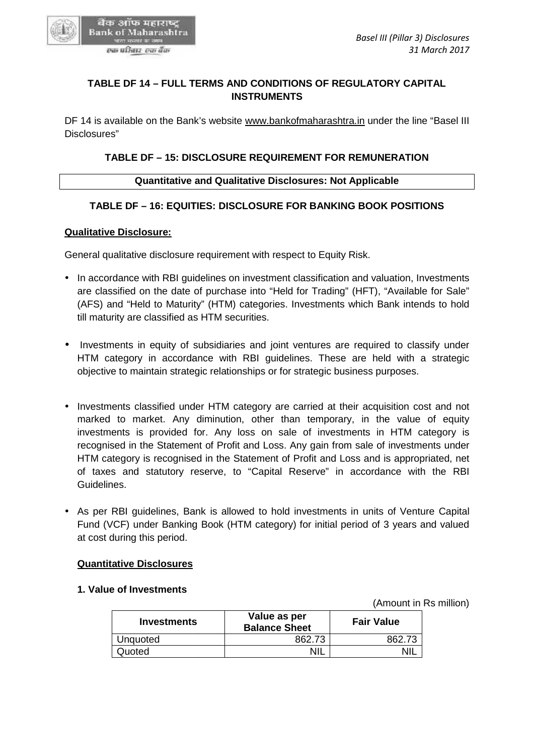## TABLE DF 14 – FULL TERMS AND CONDITIONS OF REGULATORY CAPITAL INSTRUMENTS

DF 14 is available on the Bank's website www.bankofmaharashtra.in under the line "Basel III Disclosures"

## TABLE DF – 15: DISCLOSURE REQUIREMENT FOR REMUNERATION

| Quantitative and Qualitative Disclosures: Not Applicable |
|---|

## TABLE DF – 16: EQUITIES: DISCLOSURE FOR BANKING BOOK POSITIONS

**Qualitative Disclosure:**

General qualitative disclosure requirement with respect to Equity Risk.

- In accordance with RBI guidelines on investment classification and valuation, Investments are classified on the date of purchase into "Held for Trading" (HFT), "Available for Sale" (AFS) and "Held to Maturity" (HTM) categories. Investments which Bank intends to hold till maturity are classified as HTM securities.
- Investments in equity of subsidiaries and joint ventures are required to classify under HTM category in accordance with RBI guidelines. These are held with a strategic objective to maintain strategic relationships or for strategic business purposes.
- Investments classified under HTM category are carried at their acquisition cost and not marked to market. Any diminution, other than temporary, in the value of equity investments is provided for. Any loss on sale of investments in HTM category is recognised in the Statement of Profit and Loss. Any gain from sale of investments under HTM category is recognised in the Statement of Profit and Loss and is appropriated, net of taxes and statutory reserve, to "Capital Reserve" in accordance with the RBI Guidelines.
- As per RBI guidelines, Bank is allowed to hold investments in units of Venture Capital Fund (VCF) under Banking Book (HTM category) for initial period of 3 years and valued at cost during this period.

**Quantitative Disclosures**

**1. Value of Investments**

(Amount in Rs million)

| Investments | Value as per Balance Sheet | Fair Value |
|---|---|---|
| Unquoted | 862.73 | 862.73 |
| Quoted | NIL | NIL |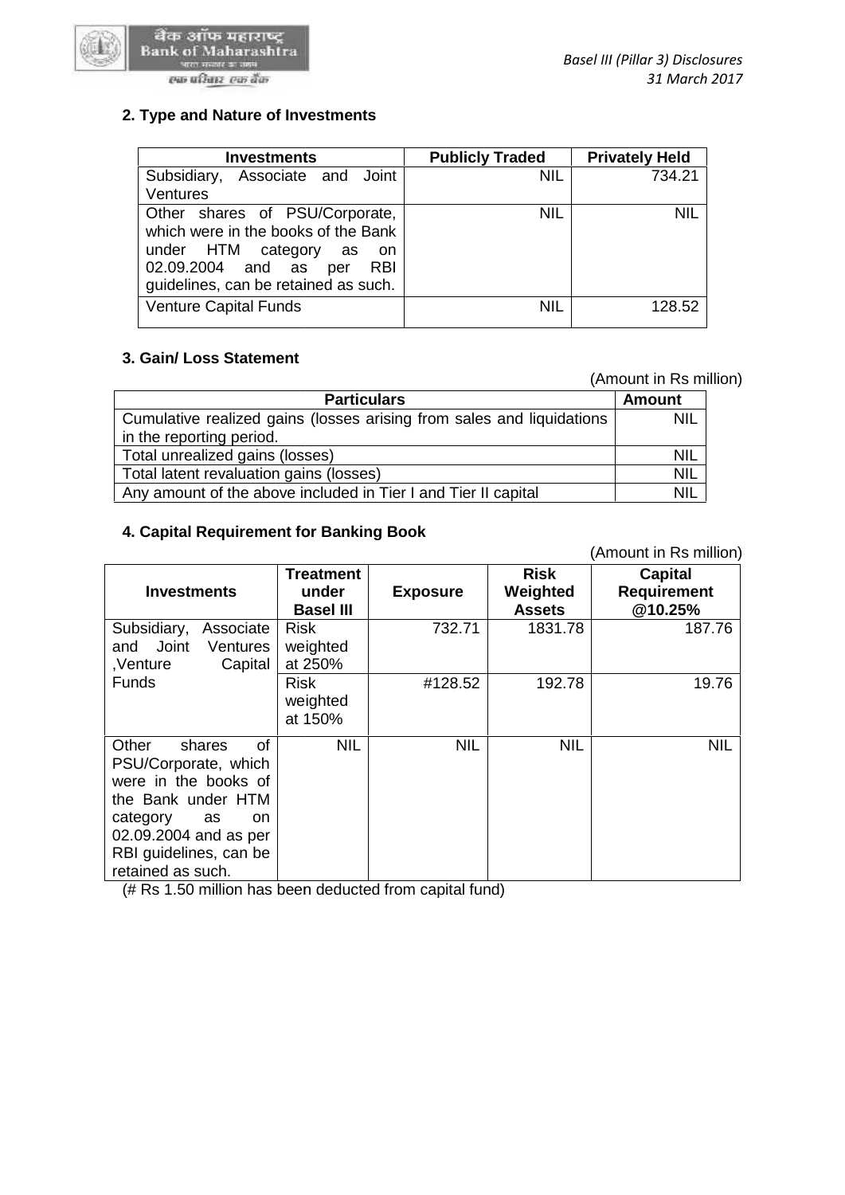## 2. Type and Nature of Investments

| Investments | Publicly Traded | Privately Held |
|---|---|---|
| Subsidiary, Associate and Joint Ventures | NIL | 734.21 |
| Other shares of PSU/Corporate, which were in the books of the Bank under HTM category as on 02.09.2004 and as per RBI guidelines, can be retained as such. | NIL | NIL |
| Venture Capital Funds | NIL | 128.52 |

## 3. Gain/ Loss Statement

(Amount in Rs million)

| Particulars | Amount |
|---|---|
| Cumulative realized gains (losses arising from sales and liquidations in the reporting period. | NIL |
| Total unrealized gains (losses) | NIL |
| Total latent revaluation gains (losses) | NIL |
| Any amount of the above included in Tier I and Tier II capital | NIL |

## 4. Capital Requirement for Banking Book

(Amount in Rs million)

| Investments | Treatment under Basel III | Exposure | Risk Weighted Assets | Capital Requirement @10.25% |
|---|---|---|---|---|
| Subsidiary, Associate and Joint Ventures ,Venture Capital Funds | Risk weighted at 250% | 732.71 | 1831.78 | 187.76 |
| | Risk weighted at 150% | #128.52 | 192.78 | 19.76 |
| Other shares of PSU/Corporate, which were in the books of the Bank under HTM category as on 02.09.2004 and as per RBI guidelines, can be retained as such. | NIL | NIL | NIL | NIL |

(# Rs 1.50 million has been deducted from capital fund)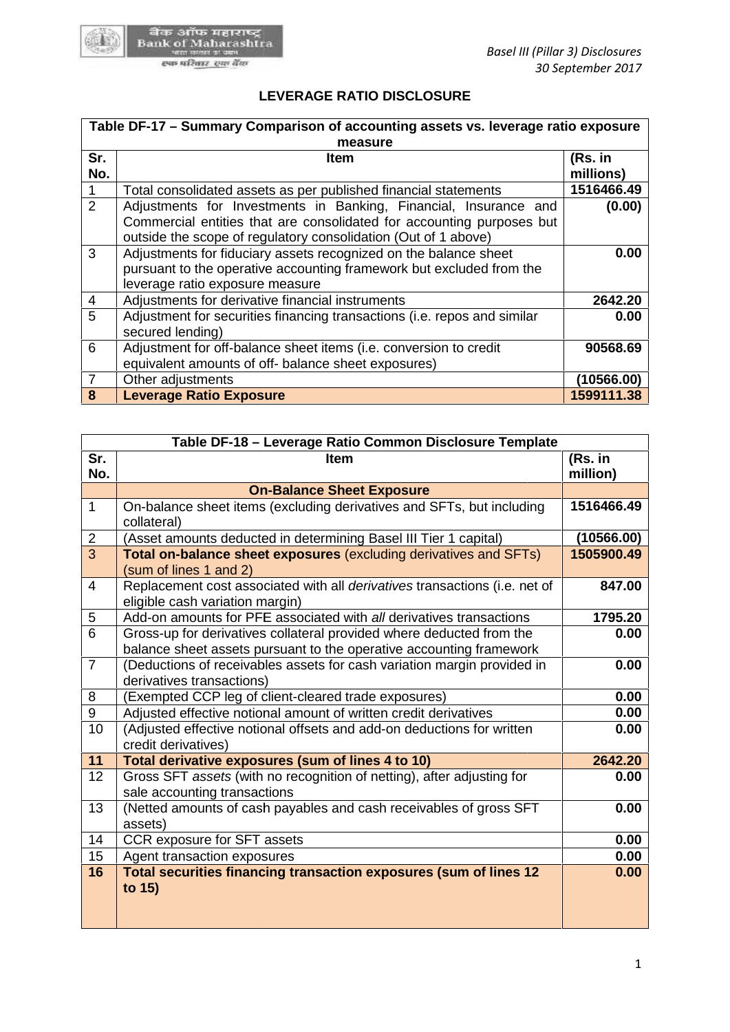## LEVERAGE RATIO DISCLOSURE

| Table DF-17 – Summary Comparison of accounting assets vs. leverage ratio exposure measure | | |
|---|---|---|
| **Sr. No.** | **Item** | **(Rs. in millions)** |
| 1 | Total consolidated assets as per published financial statements | **1516466.49** |
| 2 | Adjustments for Investments in Banking, Financial, Insurance and Commercial entities that are consolidated for accounting purposes but outside the scope of regulatory consolidation (Out of 1 above) | **(0.00)** |
| 3 | Adjustments for fiduciary assets recognized on the balance sheet pursuant to the operative accounting framework but excluded from the leverage ratio exposure measure | **0.00** |
| 4 | Adjustments for derivative financial instruments | **2642.20** |
| 5 | Adjustment for securities financing transactions (i.e. repos and similar secured lending) | **0.00** |
| 6 | Adjustment for off-balance sheet items (i.e. conversion to credit equivalent amounts of off- balance sheet exposures) | **90568.69** |
| 7 | Other adjustments | **(10566.00)** |
| **8** | **Leverage Ratio Exposure** | **1599111.38** |

| Table DF-18 – Leverage Ratio Common Disclosure Template | | |
|---|---|---|
| **Sr. No.** | **Item** | **(Rs. in million)** |
| | **On-Balance Sheet Exposure** | |
| 1 | On-balance sheet items (excluding derivatives and SFTs, but including collateral) | **1516466.49** |
| 2 | (Asset amounts deducted in determining Basel III Tier 1 capital) | **(10566.00)** |
| 3 | **Total on-balance sheet exposures** (excluding derivatives and SFTs) (sum of lines 1 and 2) | **1505900.49** |
| 4 | Replacement cost associated with all *derivatives* transactions (i.e. net of eligible cash variation margin) | **847.00** |
| 5 | Add-on amounts for PFE associated with *all* derivatives transactions | **1795.20** |
| 6 | Gross-up for derivatives collateral provided where deducted from the balance sheet assets pursuant to the operative accounting framework | **0.00** |
| 7 | (Deductions of receivables assets for cash variation margin provided in derivatives transactions) | **0.00** |
| 8 | (Exempted CCP leg of client-cleared trade exposures) | **0.00** |
| 9 | Adjusted effective notional amount of written credit derivatives | **0.00** |
| 10 | (Adjusted effective notional offsets and add-on deductions for written credit derivatives) | **0.00** |
| **11** | **Total derivative exposures (sum of lines 4 to 10)** | **2642.20** |
| 12 | Gross SFT *assets* (with no recognition of netting), after adjusting for sale accounting transactions | **0.00** |
| 13 | (Netted amounts of cash payables and cash receivables of gross SFT assets) | **0.00** |
| 14 | CCR exposure for SFT assets | **0.00** |
| 15 | Agent transaction exposures | **0.00** |
| **16** | **Total securities financing transaction exposures (sum of lines 12 to 15)** | **0.00** |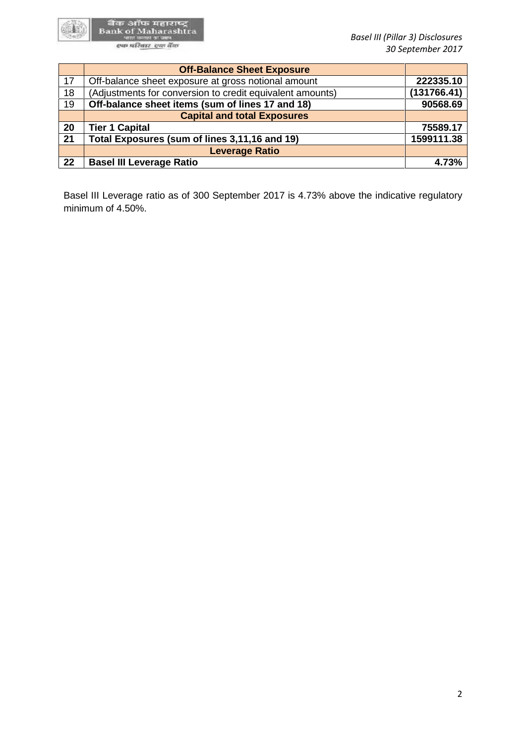| | | |
|---|---|---|
| | **Off-Balance Sheet Exposure** | |
| 17 | Off-balance sheet exposure at gross notional amount | **222335.10** |
| 18 | (Adjustments for conversion to credit equivalent amounts) | **(131766.41)** |
| 19 | **Off-balance sheet items (sum of lines 17 and 18)** | **90568.69** |
| | **Capital and total Exposures** | |
| **20** | **Tier 1 Capital** | **75589.17** |
| **21** | **Total Exposures (sum of lines 3,11,16 and 19)** | **1599111.38** |
| | **Leverage Ratio** | |
| **22** | **Basel III Leverage Ratio** | **4.73%** |

Basel III Leverage ratio as of 300 September 2017 is 4.73% above the indicative regulatory minimum of 4.50%.